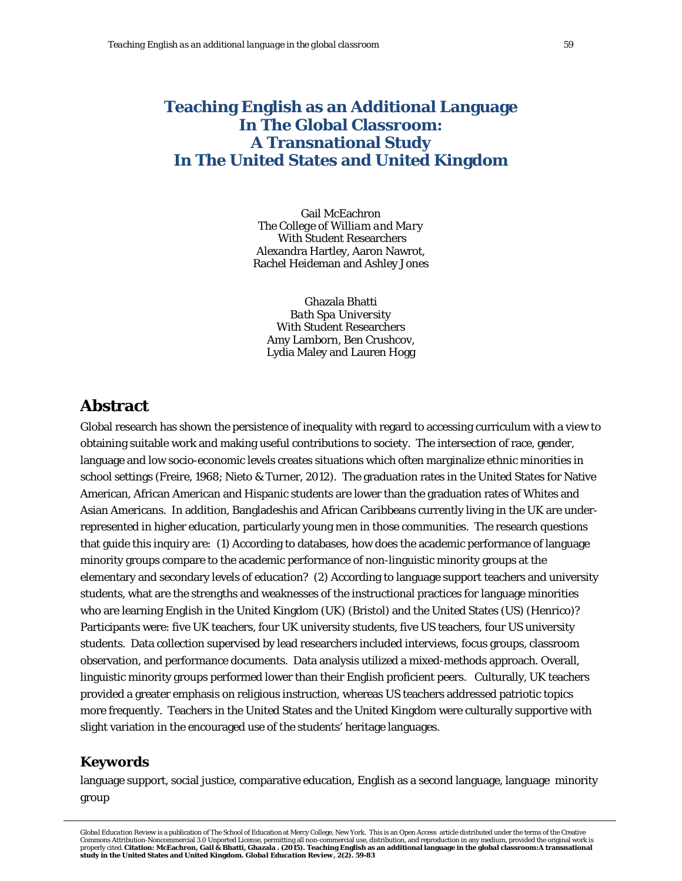# Teaching English as an Additional Language In The Global Classroom: A Transnational Study In The United States and United Kingdom

Gail McEachron
*The College of William and Mary*
With Student Researchers
Alexandra Hartley, Aaron Nawrot,
Rachel Heideman and Ashley Jones

Ghazala Bhatti
*Bath Spa University*
With Student Researchers
Amy Lamborn, Ben Crushcov,
Lydia Maley and Lauren Hogg

## Abstract

Global research has shown the persistence of inequality with regard to accessing curriculum with a view to obtaining suitable work and making useful contributions to society. The intersection of race, gender, language and low socio-economic levels creates situations which often marginalize ethnic minorities in school settings (Freire, 1968; Nieto & Turner, 2012). The graduation rates in the United States for Native American, African American and Hispanic students are lower than the graduation rates of Whites and Asian Americans. In addition, Bangladeshis and African Caribbeans currently living in the UK are under-represented in higher education, particularly young men in those communities. The research questions that guide this inquiry are: (1) According to databases, how does the academic performance of language minority groups compare to the academic performance of non-linguistic minority groups at the elementary and secondary levels of education? (2) According to language support teachers and university students, what are the strengths and weaknesses of the instructional practices for language minorities who are learning English in the United Kingdom (UK) (Bristol) and the United States (US) (Henrico)? Participants were: five UK teachers, four UK university students, five US teachers, four US university students. Data collection supervised by lead researchers included interviews, focus groups, classroom observation, and performance documents. Data analysis utilized a mixed-methods approach. Overall, linguistic minority groups performed lower than their English proficient peers. Culturally, UK teachers provided a greater emphasis on religious instruction, whereas US teachers addressed patriotic topics more frequently. Teachers in the United States and the United Kingdom were culturally supportive with slight variation in the encouraged use of the students' heritage languages.

## Keywords

language support, social justice, comparative education, English as a second language, language minority group

*Global Education Review is a publication of The School of Education at Mercy College, New York. This is an Open Access article distributed under the terms of the Creative Commons Attribution-Noncommercial 3.0 Unported License, permitting all non-commercial use, distribution, and reproduction in any medium, provided the original work is properly cited.* **Citation: McEachron, Gail & Bhatti, Ghazala . (2015). Teaching English as an additional language in the global classroom:A transnational study in the United States and United Kingdom. *Global Education Review*, 2(2). 59-83**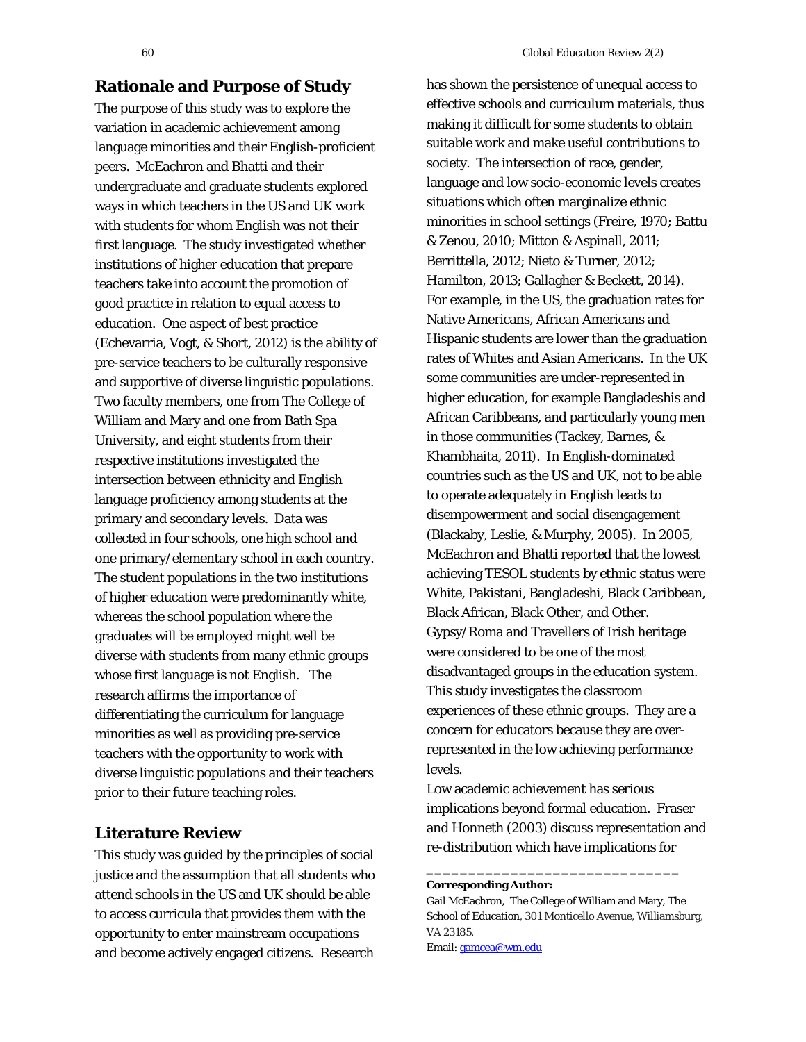## Rationale and Purpose of Study

The purpose of this study was to explore the variation in academic achievement among language minorities and their English-proficient peers. McEachron and Bhatti and their undergraduate and graduate students explored ways in which teachers in the US and UK work with students for whom English was not their first language. The study investigated whether institutions of higher education that prepare teachers take into account the promotion of good practice in relation to equal access to education. One aspect of best practice (Echevarria, Vogt, & Short, 2012) is the ability of pre-service teachers to be culturally responsive and supportive of diverse linguistic populations. Two faculty members, one from The College of William and Mary and one from Bath Spa University, and eight students from their respective institutions investigated the intersection between ethnicity and English language proficiency among students at the primary and secondary levels. Data was collected in four schools, one high school and one primary/elementary school in each country. The student populations in the two institutions of higher education were predominantly white, whereas the school population where the graduates will be employed might well be diverse with students from many ethnic groups whose first language is not English. The research affirms the importance of differentiating the curriculum for language minorities as well as providing pre-service teachers with the opportunity to work with diverse linguistic populations and their teachers prior to their future teaching roles.

## Literature Review

This study was guided by the principles of social justice and the assumption that all students who attend schools in the US and UK should be able to access curricula that provides them with the opportunity to enter mainstream occupations and become actively engaged citizens. Research has shown the persistence of unequal access to effective schools and curriculum materials, thus making it difficult for some students to obtain suitable work and make useful contributions to society. The intersection of race, gender, language and low socio-economic levels creates situations which often marginalize ethnic minorities in school settings (Freire, 1970; Battu & Zenou, 2010; Mitton & Aspinall, 2011; Berrittella, 2012; Nieto & Turner, 2012; Hamilton, 2013; Gallagher & Beckett, 2014). For example, in the US, the graduation rates for Native Americans, African Americans and Hispanic students are lower than the graduation rates of Whites and Asian Americans. In the UK some communities are under-represented in higher education, for example Bangladeshis and African Caribbeans, and particularly young men in those communities (Tackey, Barnes, & Khambhaita, 2011). In English-dominated countries such as the US and UK, not to be able to operate adequately in English leads to disempowerment and social disengagement (Blackaby, Leslie, & Murphy, 2005). In 2005, McEachron and Bhatti reported that the lowest achieving TESOL students by ethnic status were White, Pakistani, Bangladeshi, Black Caribbean, Black African, Black Other, and Other. Gypsy/Roma and Travellers of Irish heritage were considered to be one of the most disadvantaged groups in the education system. This study investigates the classroom experiences of these ethnic groups. They are a concern for educators because they are over-represented in the low achieving performance levels.

Low academic achievement has serious implications beyond formal education. Fraser and Honneth (2003) discuss representation and re-distribution which have implications for

---

**Corresponding Author:**
Gail McEachron, The College of William and Mary, The School of Education, 301 Monticello Avenue, Williamsburg, VA 23185.
Email: gamcea@wm.edu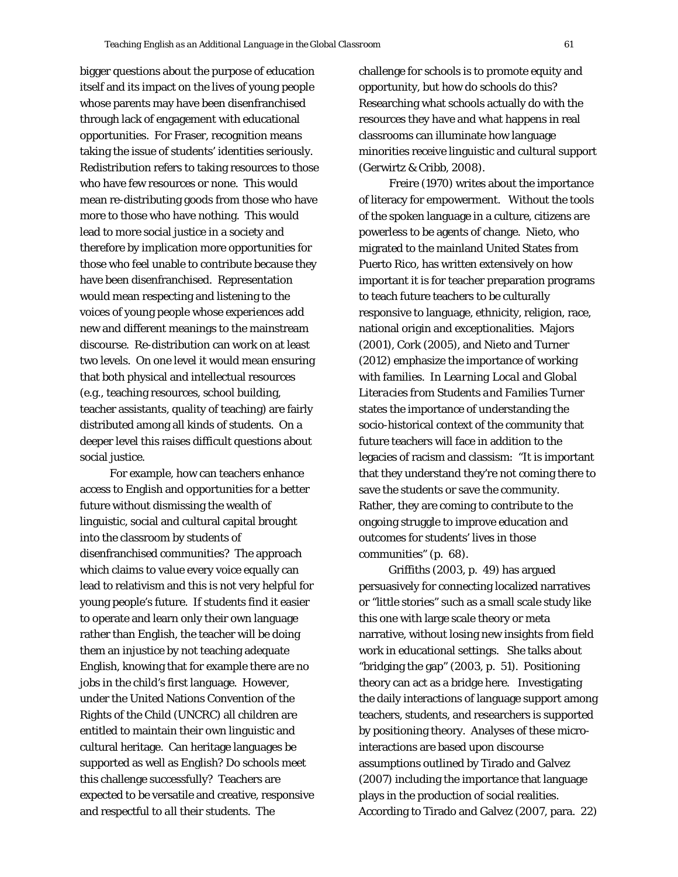bigger questions about the purpose of education itself and its impact on the lives of young people whose parents may have been disenfranchised through lack of engagement with educational opportunities. For Fraser, recognition means taking the issue of students' identities seriously. Redistribution refers to taking resources to those who have few resources or none. This would mean re-distributing goods from those who have more to those who have nothing. This would lead to more social justice in a society and therefore by implication more opportunities for those who feel unable to contribute because they have been disenfranchised. Representation would mean respecting and listening to the voices of young people whose experiences add new and different meanings to the mainstream discourse. Re-distribution can work on at least two levels. On one level it would mean ensuring that both physical and intellectual resources (e.g., teaching resources, school building, teacher assistants, quality of teaching) are fairly distributed among all kinds of students. On a deeper level this raises difficult questions about social justice.

For example, how can teachers enhance access to English and opportunities for a better future without dismissing the wealth of linguistic, social and cultural capital brought into the classroom by students of disenfranchised communities? The approach which claims to value every voice equally can lead to relativism and this is not very helpful for young people's future. If students find it easier to operate and learn only their own language rather than English, the teacher will be doing them an injustice by not teaching adequate English, knowing that for example there are no jobs in the child's first language. However, under the United Nations Convention of the Rights of the Child (UNCRC) all children are entitled to maintain their own linguistic and cultural heritage. Can heritage languages be supported as well as English? Do schools meet this challenge successfully? Teachers are expected to be versatile and creative, responsive and respectful to *all* their students. The challenge for schools is to promote equity and opportunity, but how do schools do this? Researching what schools actually do with the resources they have and what happens in real classrooms can illuminate how language minorities receive linguistic and cultural support (Gerwirtz & Cribb, 2008).

Freire (1970) writes about the importance of literacy for empowerment. Without the tools of the spoken language in a culture, citizens are powerless to be agents of change. Nieto, who migrated to the mainland United States from Puerto Rico, has written extensively on how important it is for teacher preparation programs to teach future teachers to be culturally responsive to language, ethnicity, religion, race, national origin and exceptionalities. Majors (2001), Cork (2005), and Nieto and Turner (2012) emphasize the importance of working with families. In *Learning Local and Global Literacies from Students and Families* Turner states the importance of understanding the socio-historical context of the community that future teachers will face in addition to the legacies of racism and classism: "It is important that they understand they're not coming there to save the students or save the community. Rather, they are coming to contribute to the ongoing struggle to improve education and outcomes for students' lives in those communities" (p. 68).

Griffiths (2003, p. 49) has argued persuasively for connecting localized narratives or "little stories" such as a small scale study like this one with large scale theory or meta narrative, without losing new insights from field work in educational settings. She talks about "bridging the gap" (2003, p. 51). Positioning theory can act as a bridge here. Investigating the daily interactions of language support among teachers, students, and researchers is supported by positioning theory. Analyses of these micro-interactions are based upon discourse assumptions outlined by Tirado and Galvez (2007) including the importance that language plays in the production of social realities. According to Tirado and Galvez (2007, para. 22)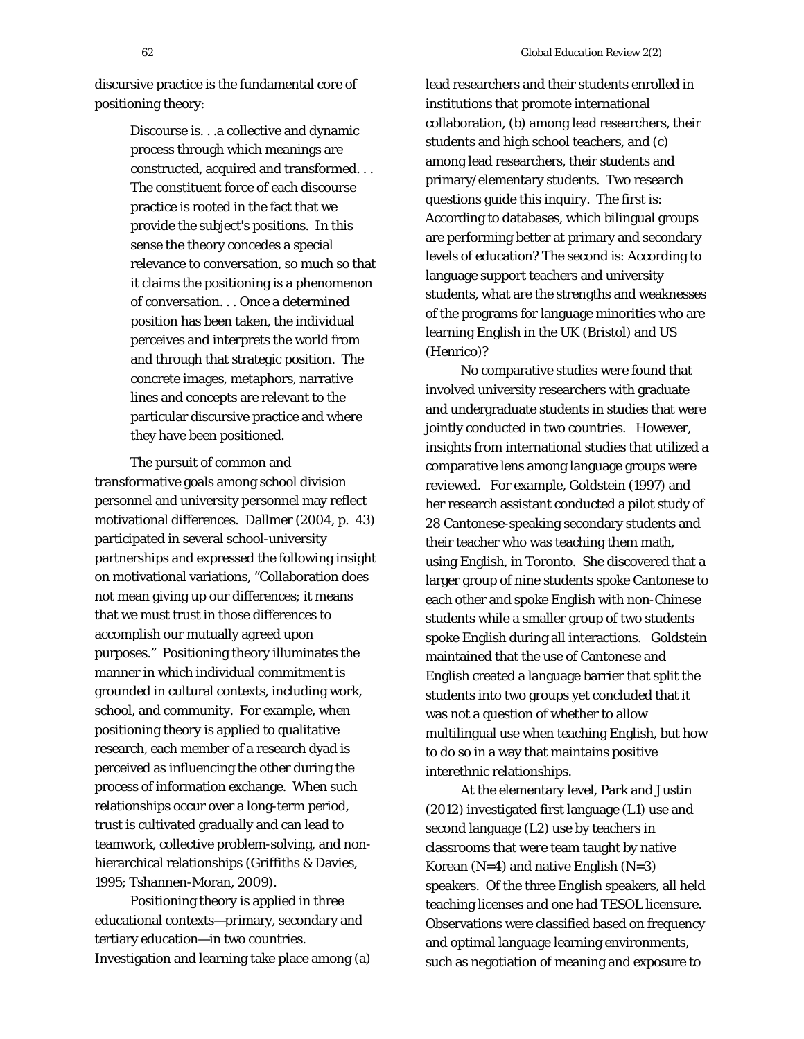discursive practice is the fundamental core of positioning theory:

> Discourse is. . .a collective and dynamic process through which meanings are constructed, acquired and transformed. . . The constituent force of each discourse practice is rooted in the fact that we provide the subject's positions. In this sense the theory concedes a special relevance to conversation, so much so that it claims the positioning is a phenomenon of conversation. . . Once a determined position has been taken, the individual perceives and interprets the world from and through that strategic position. The concrete images, metaphors, narrative lines and concepts are relevant to the particular discursive practice and where they have been positioned.

The pursuit of common and transformative goals among school division personnel and university personnel may reflect motivational differences. Dallmer (2004, p. 43) participated in several school-university partnerships and expressed the following insight on motivational variations, "Collaboration does not mean giving up our differences; it means that we must trust in those differences to accomplish our mutually agreed upon purposes." Positioning theory illuminates the manner in which individual commitment is grounded in cultural contexts, including work, school, and community. For example, when positioning theory is applied to qualitative research, each member of a research dyad is perceived as influencing the other during the process of information exchange. When such relationships occur over a long-term period, trust is cultivated gradually and can lead to teamwork, collective problem-solving, and non-hierarchical relationships (Griffiths & Davies, 1995; Tshannen-Moran, 2009).

Positioning theory is applied in three educational contexts—primary, secondary and tertiary education—in two countries. Investigation and learning take place among (a) lead researchers and their students enrolled in institutions that promote international collaboration, (b) among lead researchers, their students and high school teachers, and (c) among lead researchers, their students and primary/elementary students. Two research questions guide this inquiry. The first is: According to databases, which bilingual groups are performing better at primary and secondary levels of education? The second is: According to language support teachers and university students, what are the strengths and weaknesses of the programs for language minorities who are learning English in the UK (Bristol) and US (Henrico)?

No comparative studies were found that involved university researchers with graduate and undergraduate students in studies that were jointly conducted in two countries. However, insights from international studies that utilized a comparative lens among language groups were reviewed. For example, Goldstein (1997) and her research assistant conducted a pilot study of 28 Cantonese-speaking secondary students and their teacher who was teaching them math, using English, in Toronto. She discovered that a larger group of nine students spoke Cantonese to each other and spoke English with non-Chinese students while a smaller group of two students spoke English during all interactions. Goldstein maintained that the use of Cantonese and English created a language barrier that split the students into two groups yet concluded that it was not a question of whether to allow multilingual use when teaching English, but how to do so in a way that maintains positive interethnic relationships.

At the elementary level, Park and Justin (2012) investigated first language (L1) use and second language (L2) use by teachers in classrooms that were team taught by native Korean (N=4) and native English (N=3) speakers. Of the three English speakers, all held teaching licenses and one had TESOL licensure. Observations were classified based on frequency and optimal language learning environments, such as negotiation of meaning and exposure to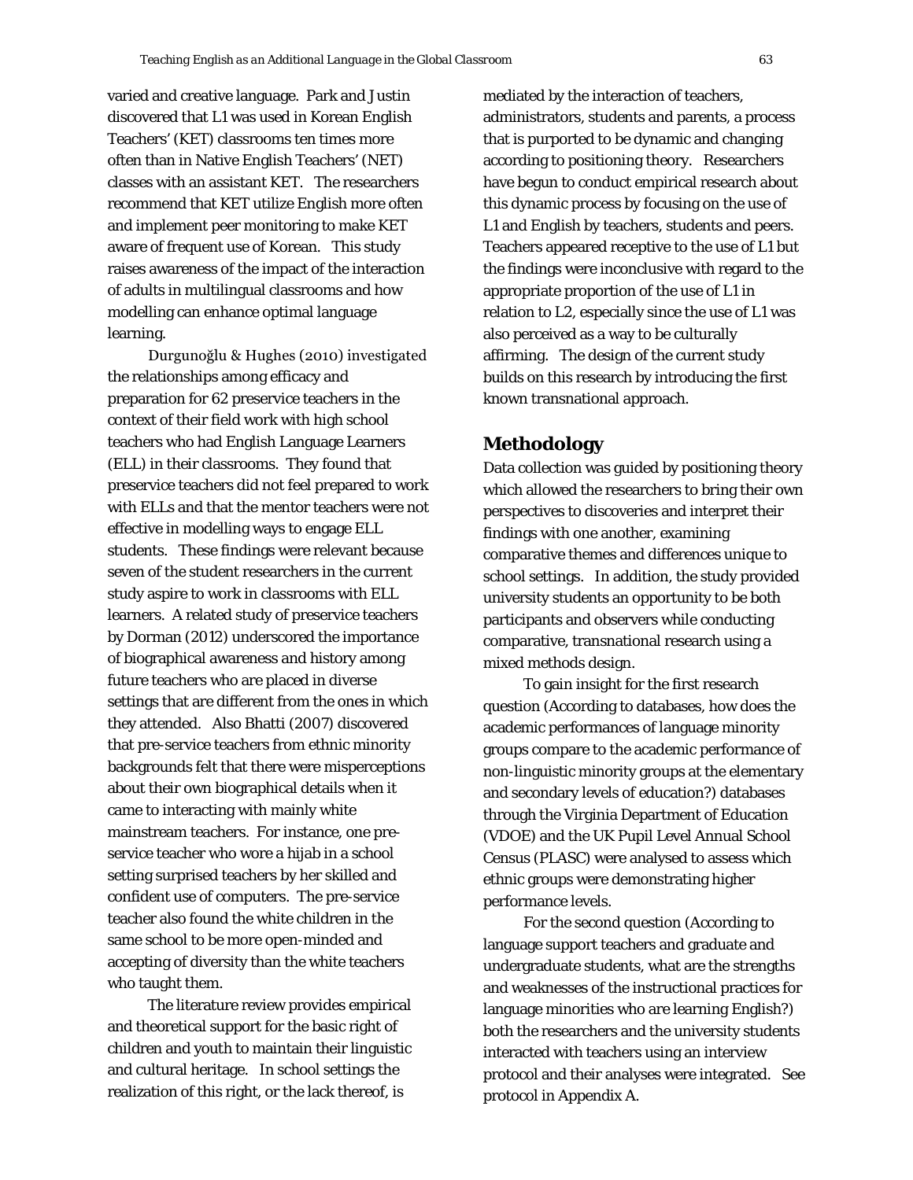varied and creative language. Park and Justin discovered that L1 was used in Korean English Teachers' (KET) classrooms ten times more often than in Native English Teachers' (NET) classes with an assistant KET. The researchers recommend that KET utilize English more often and implement peer monitoring to make KET aware of frequent use of Korean. This study raises awareness of the impact of the interaction of adults in multilingual classrooms and how modelling can enhance optimal language learning.

Durgunoğlu & Hughes (2010) investigated the relationships among efficacy and preparation for 62 preservice teachers in the context of their field work with high school teachers who had English Language Learners (ELL) in their classrooms. They found that preservice teachers did not feel prepared to work with ELLs and that the mentor teachers were not effective in modelling ways to engage ELL students. These findings were relevant because seven of the student researchers in the current study aspire to work in classrooms with ELL learners. A related study of preservice teachers by Dorman (2012) underscored the importance of biographical awareness and history among future teachers who are placed in diverse settings that are different from the ones in which they attended. Also Bhatti (2007) discovered that pre-service teachers from ethnic minority backgrounds felt that there were misperceptions about their own biographical details when it came to interacting with mainly white mainstream teachers. For instance, one pre-service teacher who wore a hijab in a school setting surprised teachers by her skilled and confident use of computers. The pre-service teacher also found the white children in the same school to be more open-minded and accepting of diversity than the white teachers who taught them.

The literature review provides empirical and theoretical support for the basic right of children and youth to maintain their linguistic and cultural heritage. In school settings the realization of this right, or the lack thereof, is mediated by the interaction of teachers, administrators, students and parents, a process that is purported to be dynamic and changing according to positioning theory. Researchers have begun to conduct empirical research about this dynamic process by focusing on the use of L1 and English by teachers, students and peers. Teachers appeared receptive to the use of L1 but the findings were inconclusive with regard to the appropriate proportion of the use of L1 in relation to L2, especially since the use of L1 was also perceived as a way to be culturally affirming. The design of the current study builds on this research by introducing the first known transnational approach.

## Methodology

Data collection was guided by positioning theory which allowed the researchers to bring their own perspectives to discoveries and interpret their findings with one another, examining comparative themes and differences unique to school settings. In addition, the study provided university students an opportunity to be both participants and observers while conducting comparative, transnational research using a mixed methods design.

To gain insight for the first research question (According to databases, how does the academic performances of language minority groups compare to the academic performance of non-linguistic minority groups at the elementary and secondary levels of education?) databases through the Virginia Department of Education (VDOE) and the UK Pupil Level Annual School Census (PLASC) were analysed to assess which ethnic groups were demonstrating higher performance levels.

For the second question (According to language support teachers and graduate and undergraduate students, what are the strengths and weaknesses of the instructional practices for language minorities who are learning English?) both the researchers and the university students interacted with teachers using an interview protocol and their analyses were integrated. See protocol in Appendix A.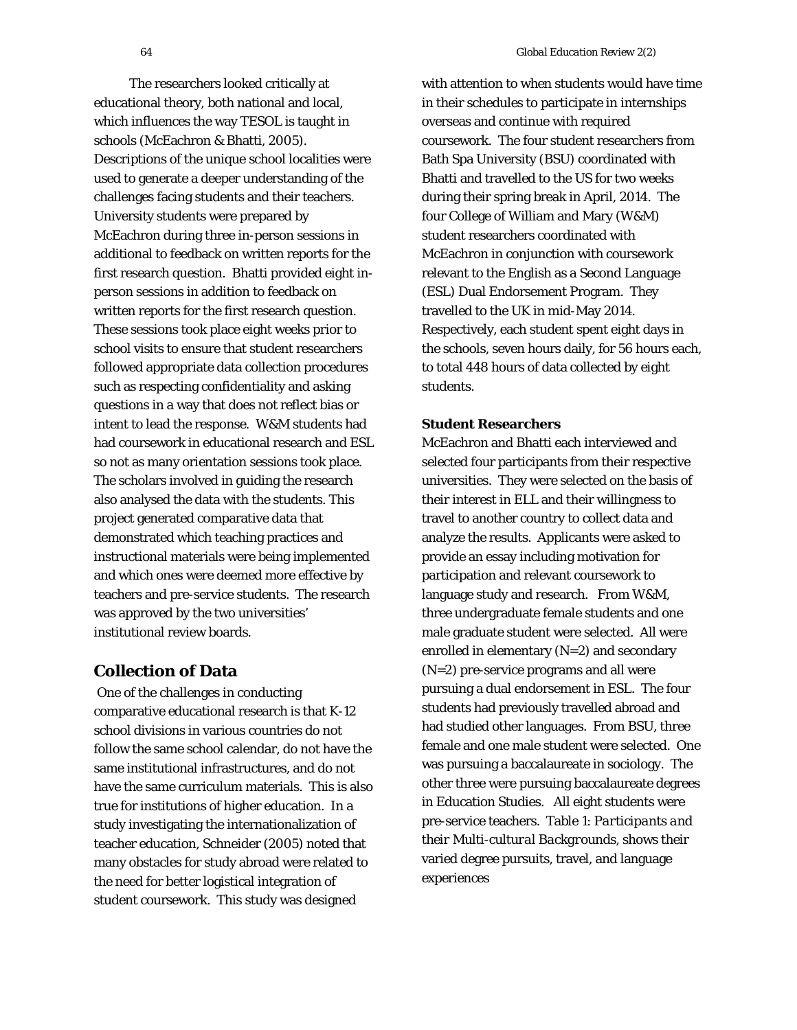The researchers looked critically at educational theory, both national and local, which influences the way TESOL is taught in schools (McEachron & Bhatti, 2005). Descriptions of the unique school localities were used to generate a deeper understanding of the challenges facing students and their teachers. University students were prepared by McEachron during three in-person sessions in additional to feedback on written reports for the first research question. Bhatti provided eight in-person sessions in addition to feedback on written reports for the first research question. These sessions took place eight weeks prior to school visits to ensure that student researchers followed appropriate data collection procedures such as respecting confidentiality and asking questions in a way that does not reflect bias or intent to lead the response. W&M students had had coursework in educational research and ESL so not as many orientation sessions took place. The scholars involved in guiding the research also analysed the data with the students. This project generated comparative data that demonstrated which teaching practices and instructional materials were being implemented and which ones were deemed more effective by teachers and pre-service students. The research was approved by the two universities' institutional review boards.

## Collection of Data

One of the challenges in conducting comparative educational research is that K-12 school divisions in various countries do not follow the same school calendar, do not have the same institutional infrastructures, and do not have the same curriculum materials. This is also true for institutions of higher education. In a study investigating the internationalization of teacher education, Schneider (2005) noted that many obstacles for study abroad were related to the need for better logistical integration of student coursework. This study was designed with attention to when students would have time in their schedules to participate in internships overseas and continue with required coursework. The four student researchers from Bath Spa University (BSU) coordinated with Bhatti and travelled to the US for two weeks during their spring break in April, 2014. The four College of William and Mary (W&M) student researchers coordinated with McEachron in conjunction with coursework relevant to the English as a Second Language (ESL) Dual Endorsement Program. They travelled to the UK in mid-May 2014. Respectively, each student spent eight days in the schools, seven hours daily, for 56 hours each, to total 448 hours of data collected by eight students.

### Student Researchers

McEachron and Bhatti each interviewed and selected four participants from their respective universities. They were selected on the basis of their interest in ELL and their willingness to travel to another country to collect data and analyze the results. Applicants were asked to provide an essay including motivation for participation and relevant coursework to language study and research. From W&M, three undergraduate female students and one male graduate student were selected. All were enrolled in elementary (N=2) and secondary (N=2) pre-service programs and all were pursuing a dual endorsement in ESL. The four students had previously travelled abroad and had studied other languages. From BSU, three female and one male student were selected. One was pursuing a baccalaureate in sociology. The other three were pursuing baccalaureate degrees in Education Studies. All eight students were pre-service teachers. Table 1: *Participants and their Multi-cultural Backgrounds*, shows their varied degree pursuits, travel, and language experiences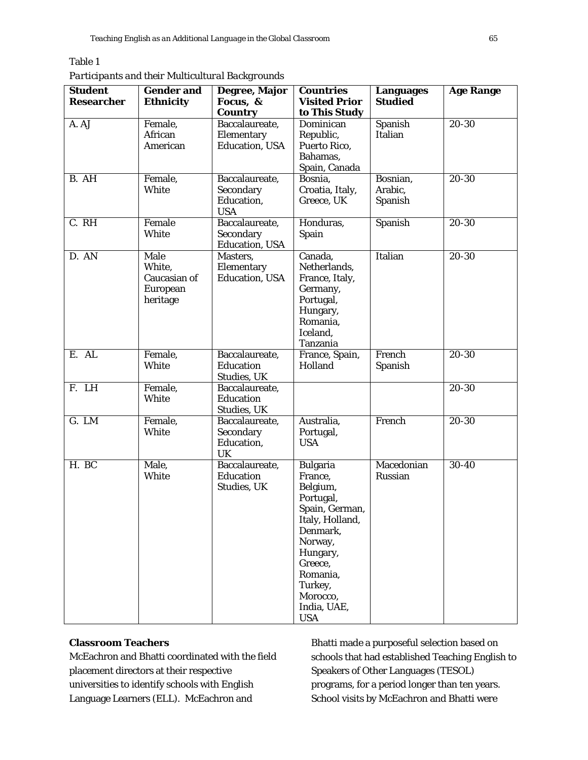Table 1

*Participants and their Multicultural Backgrounds*

| Student Researcher | Gender and Ethnicity | Degree, Major Focus, & Country | Countries Visited Prior to This Study | Languages Studied | Age Range |
|---|---|---|---|---|---|
| A. AJ | Female, African American | Baccalaureate, Elementary Education, USA | Dominican Republic, Puerto Rico, Bahamas, Spain, Canada | Spanish Italian | 20-30 |
| B. AH | Female, White | Baccalaureate, Secondary Education, USA | Bosnia, Croatia, Italy, Greece, UK | Bosnian, Arabic, Spanish | 20-30 |
| C. RH | Female White | Baccalaureate, Secondary Education, USA | Honduras, Spain | Spanish | 20-30 |
| D. AN | Male White, Caucasian of European heritage | Masters, Elementary Education, USA | Canada, Netherlands, France, Italy, Germany, Portugal, Hungary, Romania, Iceland, Tanzania | Italian | 20-30 |
| E. AL | Female, White | Baccalaureate, Education Studies, UK | France, Spain, Holland | French Spanish | 20-30 |
| F. LH | Female, White | Baccalaureate, Education Studies, UK | | | 20-30 |
| G. LM | Female, White | Baccalaureate, Secondary Education, UK | Australia, Portugal, USA | French | 20-30 |
| H. BC | Male, White | Baccalaureate, Education Studies, UK | Bulgaria France, Belgium, Portugal, Spain, German, Italy, Holland, Denmark, Norway, Hungary, Greece, Romania, Turkey, Morocco, India, UAE, USA | Macedonian Russian | 30-40 |

**Classroom Teachers**

McEachron and Bhatti coordinated with the field placement directors at their respective universities to identify schools with English Language Learners (ELL). McEachron and Bhatti made a purposeful selection based on schools that had established Teaching English to Speakers of Other Languages (TESOL) programs, for a period longer than ten years. School visits by McEachron and Bhatti were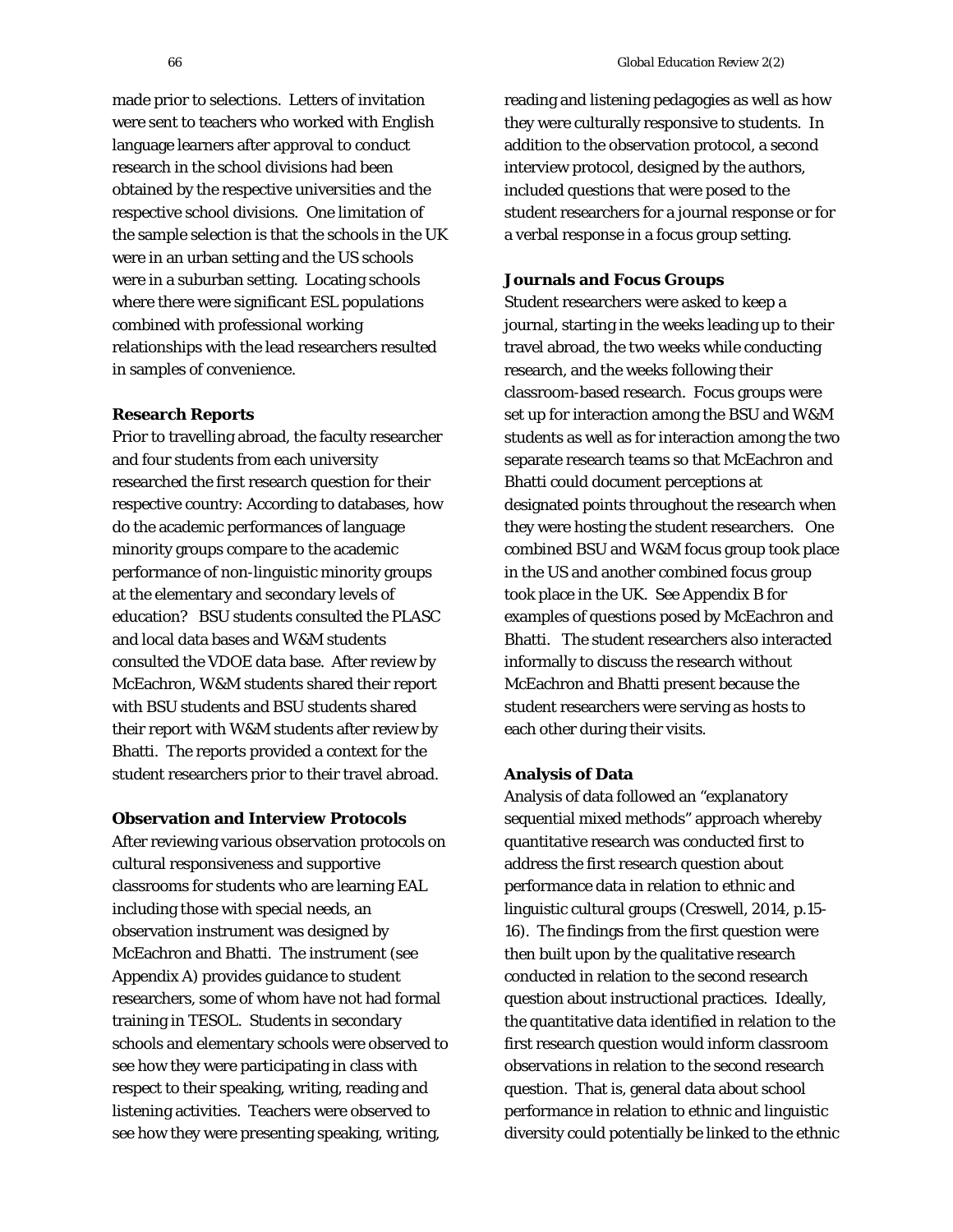made prior to selections. Letters of invitation were sent to teachers who worked with English language learners after approval to conduct research in the school divisions had been obtained by the respective universities and the respective school divisions. One limitation of the sample selection is that the schools in the UK were in an urban setting and the US schools were in a suburban setting. Locating schools where there were significant ESL populations combined with professional working relationships with the lead researchers resulted in samples of convenience.

**Research Reports**

Prior to travelling abroad, the faculty researcher and four students from each university researched the first research question for their respective country: According to databases, how do the academic performances of language minority groups compare to the academic performance of non-linguistic minority groups at the elementary and secondary levels of education? BSU students consulted the PLASC and local data bases and W&M students consulted the VDOE data base. After review by McEachron, W&M students shared their report with BSU students and BSU students shared their report with W&M students after review by Bhatti. The reports provided a context for the student researchers prior to their travel abroad.

**Observation and Interview Protocols**

After reviewing various observation protocols on cultural responsiveness and supportive classrooms for students who are learning EAL including those with special needs, an observation instrument was designed by McEachron and Bhatti. The instrument (see Appendix A) provides guidance to student researchers, some of whom have not had formal training in TESOL. Students in secondary schools and elementary schools were observed to see how they were participating in class with respect to their speaking, writing, reading and listening activities. Teachers were observed to see how they were presenting speaking, writing, reading and listening pedagogies as well as how they were culturally responsive to students. In addition to the observation protocol, a second interview protocol, designed by the authors, included questions that were posed to the student researchers for a journal response or for a verbal response in a focus group setting.

**Journals and Focus Groups**

Student researchers were asked to keep a journal, starting in the weeks leading up to their travel abroad, the two weeks while conducting research, and the weeks following their classroom-based research. Focus groups were set up for interaction among the BSU and W&M students as well as for interaction among the two separate research teams so that McEachron and Bhatti could document perceptions at designated points throughout the research when they were hosting the student researchers. One combined BSU and W&M focus group took place in the US and another combined focus group took place in the UK. See Appendix B for examples of questions posed by McEachron and Bhatti. The student researchers also interacted informally to discuss the research without McEachron and Bhatti present because the student researchers were serving as hosts to each other during their visits.

**Analysis of Data**

Analysis of data followed an "explanatory sequential mixed methods" approach whereby quantitative research was conducted first to address the first research question about performance data in relation to ethnic and linguistic cultural groups (Creswell, 2014, p.15-16). The findings from the first question were then built upon by the qualitative research conducted in relation to the second research question about instructional practices. Ideally, the quantitative data identified in relation to the first research question would inform classroom observations in relation to the second research question. That is, general data about school performance in relation to ethnic and linguistic diversity could potentially be linked to the ethnic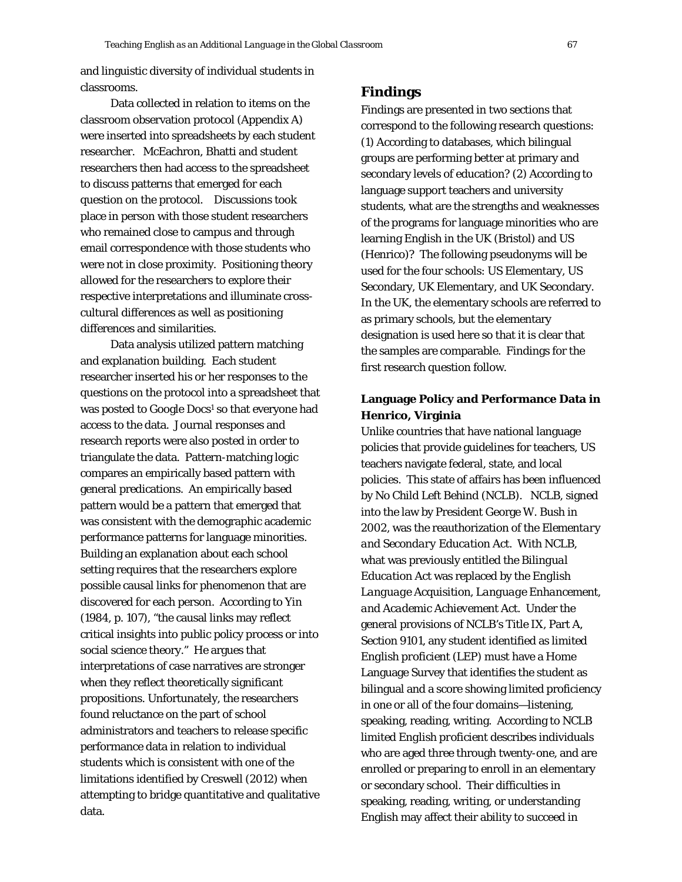and linguistic diversity of individual students in classrooms.

Data collected in relation to items on the classroom observation protocol (Appendix A) were inserted into spreadsheets by each student researcher. McEachron, Bhatti and student researchers then had access to the spreadsheet to discuss patterns that emerged for each question on the protocol. Discussions took place in person with those student researchers who remained close to campus and through email correspondence with those students who were not in close proximity. Positioning theory allowed for the researchers to explore their respective interpretations and illuminate cross-cultural differences as well as positioning differences and similarities.

Data analysis utilized pattern matching and explanation building. Each student researcher inserted his or her responses to the questions on the protocol into a spreadsheet that was posted to Google Docs[1] so that everyone had access to the data. Journal responses and research reports were also posted in order to triangulate the data. Pattern-matching logic compares an empirically based pattern with general predications. An empirically based pattern would be a pattern that emerged that was consistent with the demographic academic performance patterns for language minorities. Building an explanation about each school setting requires that the researchers explore possible causal links for phenomenon that are discovered for each person. According to Yin (1984, p. 107), "the causal links may reflect critical insights into public policy process or into social science theory." He argues that interpretations of case narratives are stronger when they reflect theoretically significant propositions. Unfortunately, the researchers found reluctance on the part of school administrators and teachers to release specific performance data in relation to individual students which is consistent with one of the limitations identified by Creswell (2012) when attempting to bridge quantitative and qualitative data.

## Findings

Findings are presented in two sections that correspond to the following research questions: (1) According to databases, which bilingual groups are performing better at primary and secondary levels of education? (2) According to language support teachers and university students, what are the strengths and weaknesses of the programs for language minorities who are learning English in the UK (Bristol) and US (Henrico)? The following pseudonyms will be used for the four schools: US Elementary, US Secondary, UK Elementary, and UK Secondary. In the UK, the elementary schools are referred to as primary schools, but the elementary designation is used here so that it is clear that the samples are comparable. Findings for the first research question follow.

### Language Policy and Performance Data in Henrico, Virginia

Unlike countries that have national language policies that provide guidelines for teachers, US teachers navigate federal, state, and local policies. This state of affairs has been influenced by No Child Left Behind (NCLB). NCLB, signed into the law by President George W. Bush in 2002, was the reauthorization of the *Elementary and Secondary Education Act*. With NCLB, what was previously entitled the *Bilingual Education Act* was replaced by the *English Language Acquisition, Language Enhancement, and Academic Achievement Act*. Under the general provisions of NCLB's Title IX, Part A, Section 9101, any student identified as limited English proficient (LEP) must have a Home Language Survey that identifies the student as bilingual and a score showing limited proficiency in one or all of the four domains—listening, speaking, reading, writing. According to NCLB *limited English proficient* describes individuals who are aged three through twenty-one, and are enrolled or preparing to enroll in an elementary or secondary school. Their difficulties in speaking, reading, writing, or understanding English may affect their ability to succeed in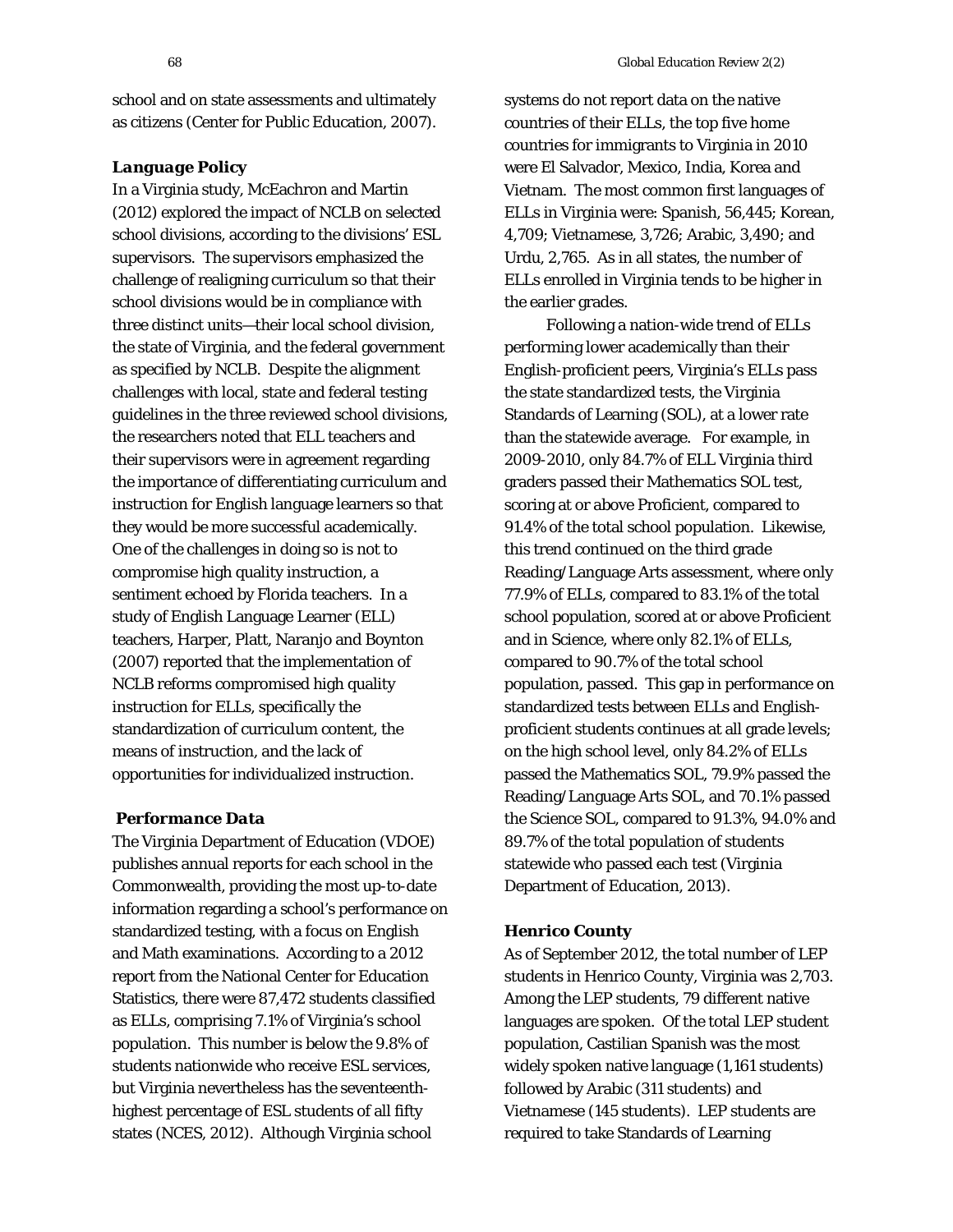school and on state assessments and ultimately as citizens (Center for Public Education, 2007).

### *Language Policy*

In a Virginia study, McEachron and Martin (2012) explored the impact of NCLB on selected school divisions, according to the divisions' ESL supervisors. The supervisors emphasized the challenge of realigning curriculum so that their school divisions would be in compliance with three distinct units—their local school division, the state of Virginia, and the federal government as specified by NCLB. Despite the alignment challenges with local, state and federal testing guidelines in the three reviewed school divisions, the researchers noted that ELL teachers and their supervisors were in agreement regarding the importance of differentiating curriculum and instruction for English language learners so that they would be more successful academically. One of the challenges in doing so is not to compromise high quality instruction, a sentiment echoed by Florida teachers. In a study of English Language Learner (ELL) teachers, Harper, Platt, Naranjo and Boynton (2007) reported that the implementation of NCLB reforms compromised high quality instruction for ELLs, specifically the standardization of curriculum content, the means of instruction, and the lack of opportunities for individualized instruction.

### *Performance Data*

The Virginia Department of Education (VDOE) publishes annual reports for each school in the Commonwealth, providing the most up-to-date information regarding a school's performance on standardized testing, with a focus on English and Math examinations. According to a 2012 report from the National Center for Education Statistics, there were 87,472 students classified as ELLs, comprising 7.1% of Virginia's school population. This number is below the 9.8% of students nationwide who receive ESL services, but Virginia nevertheless has the seventeenth-highest percentage of ESL students of all fifty states (NCES, 2012). Although Virginia school systems do not report data on the native countries of their ELLs, the top five home countries for immigrants to Virginia in 2010 were El Salvador, Mexico, India, Korea and Vietnam. The most common first languages of ELLs in Virginia were: Spanish, 56,445; Korean, 4,709; Vietnamese, 3,726; Arabic, 3,490; and Urdu, 2,765. As in all states, the number of ELLs enrolled in Virginia tends to be higher in the earlier grades.

Following a nation-wide trend of ELLs performing lower academically than their English-proficient peers, Virginia's ELLs pass the state standardized tests, the Virginia Standards of Learning (SOL), at a lower rate than the statewide average. For example, in 2009-2010, only 84.7% of ELL Virginia third graders passed their Mathematics SOL test, scoring at or above Proficient, compared to 91.4% of the total school population. Likewise, this trend continued on the third grade Reading/Language Arts assessment, where only 77.9% of ELLs, compared to 83.1% of the total school population, scored at or above Proficient and in Science, where only 82.1% of ELLs, compared to 90.7% of the total school population, passed. This gap in performance on standardized tests between ELLs and English-proficient students continues at all grade levels; on the high school level, only 84.2% of ELLs passed the Mathematics SOL, 79.9% passed the Reading/Language Arts SOL, and 70.1% passed the Science SOL, compared to 91.3%, 94.0% and 89.7% of the total population of students statewide who passed each test (Virginia Department of Education, 2013).

### **Henrico County**

As of September 2012, the total number of LEP students in Henrico County, Virginia was 2,703. Among the LEP students, 79 different native languages are spoken. Of the total LEP student population, Castilian Spanish was the most widely spoken native language (1,161 students) followed by Arabic (311 students) and Vietnamese (145 students). LEP students are required to take Standards of Learning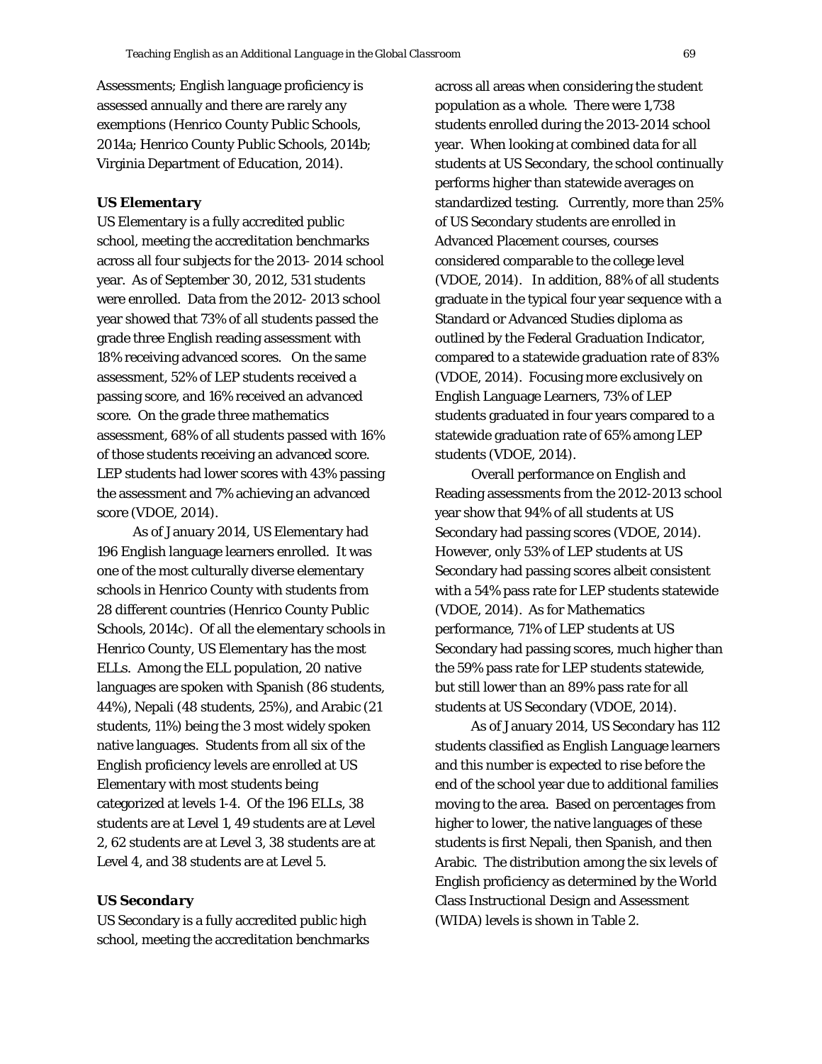Assessments; English language proficiency is assessed annually and there are rarely any exemptions (Henrico County Public Schools, 2014a; Henrico County Public Schools, 2014b; Virginia Department of Education, 2014).

### *US Elementary*

US Elementary is a fully accredited public school, meeting the accreditation benchmarks across all four subjects for the 2013- 2014 school year. As of September 30, 2012, 531 students were enrolled. Data from the 2012- 2013 school year showed that 73% of all students passed the grade three English reading assessment with 18% receiving advanced scores. On the same assessment, 52% of LEP students received a passing score, and 16% received an advanced score. On the grade three mathematics assessment, 68% of all students passed with 16% of those students receiving an advanced score. LEP students had lower scores with 43% passing the assessment and 7% achieving an advanced score (VDOE, 2014).

As of January 2014, US Elementary had 196 English language learners enrolled. It was one of the most culturally diverse elementary schools in Henrico County with students from 28 different countries (Henrico County Public Schools, 2014c). Of all the elementary schools in Henrico County, US Elementary has the most ELLs. Among the ELL population, 20 native languages are spoken with Spanish (86 students, 44%), Nepali (48 students, 25%), and Arabic (21 students, 11%) being the 3 most widely spoken native languages. Students from all six of the English proficiency levels are enrolled at US Elementary with most students being categorized at levels 1-4. Of the 196 ELLs, 38 students are at Level 1, 49 students are at Level 2, 62 students are at Level 3, 38 students are at Level 4, and 38 students are at Level 5.

### *US Secondary*

US Secondary is a fully accredited public high school, meeting the accreditation benchmarks across all areas when considering the student population as a whole. There were 1,738 students enrolled during the 2013-2014 school year. When looking at combined data for all students at US Secondary, the school continually performs higher than statewide averages on standardized testing. Currently, more than 25% of US Secondary students are enrolled in Advanced Placement courses, courses considered comparable to the college level (VDOE, 2014). In addition, 88% of all students graduate in the typical four year sequence with a Standard or Advanced Studies diploma as outlined by the Federal Graduation Indicator, compared to a statewide graduation rate of 83% (VDOE, 2014). Focusing more exclusively on English Language Learners, 73% of LEP students graduated in four years compared to a statewide graduation rate of 65% among LEP students (VDOE, 2014).

Overall performance on English and Reading assessments from the 2012-2013 school year show that 94% of all students at US Secondary had passing scores (VDOE, 2014). However, only 53% of LEP students at US Secondary had passing scores albeit consistent with a 54% pass rate for LEP students statewide (VDOE, 2014). As for Mathematics performance, 71% of LEP students at US Secondary had passing scores, much higher than the 59% pass rate for LEP students statewide, but still lower than an 89% pass rate for all students at US Secondary (VDOE, 2014).

As of January 2014, US Secondary has 112 students classified as English Language learners and this number is expected to rise before the end of the school year due to additional families moving to the area. Based on percentages from higher to lower, the native languages of these students is first Nepali, then Spanish, and then Arabic. The distribution among the six levels of English proficiency as determined by the World Class Instructional Design and Assessment (WIDA) levels is shown in Table 2.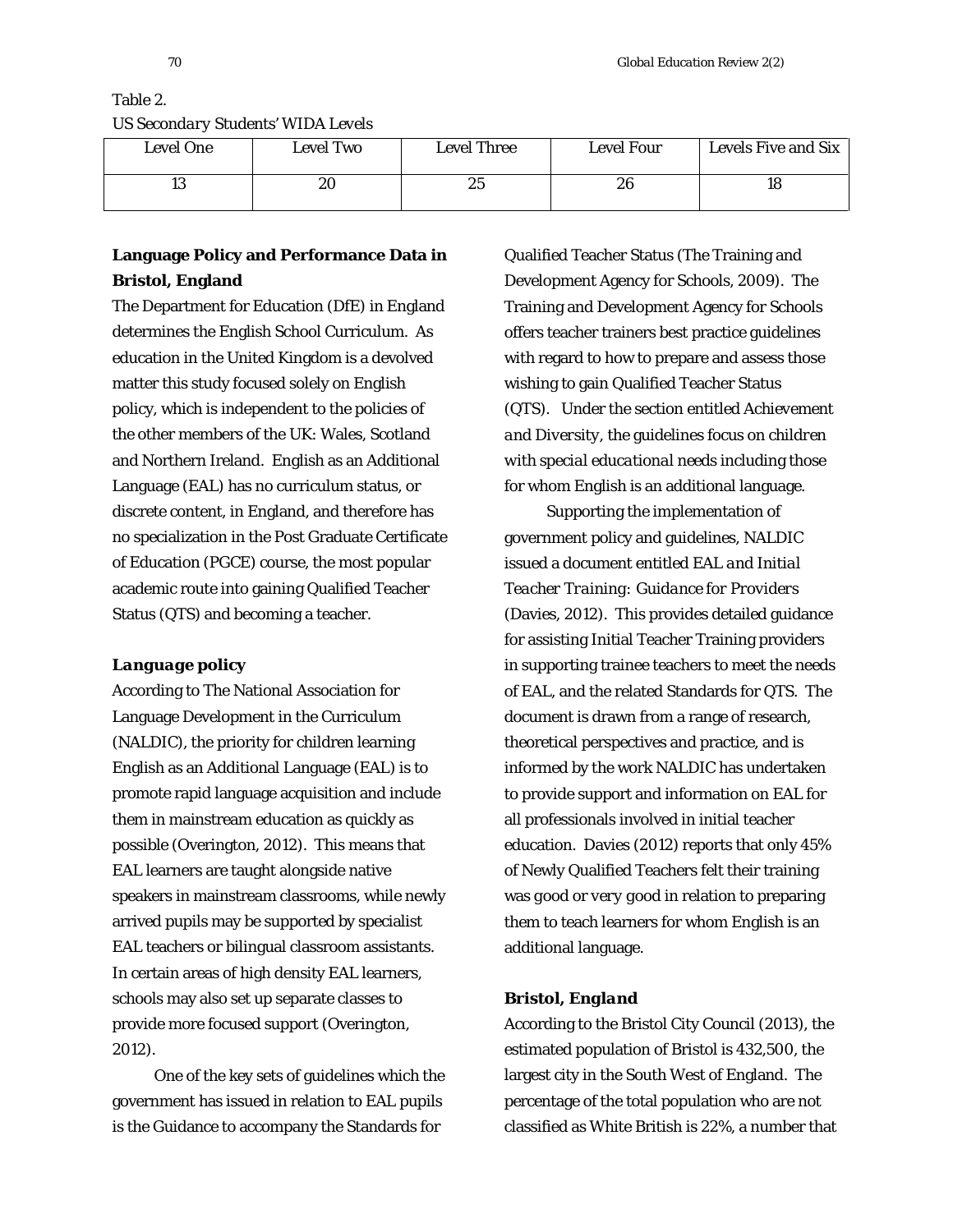Table 2.
*US Secondary Students' WIDA Levels*

| Level One | Level Two | Level Three | Level Four | Levels Five and Six |
|---|---|---|---|---|
| 13 | 20 | 25 | 26 | 18 |

## Language Policy and Performance Data in Bristol, England

The Department for Education (DfE) in England determines the English School Curriculum. As education in the United Kingdom is a devolved matter this study focused solely on English policy, which is independent to the policies of the other members of the UK: Wales, Scotland and Northern Ireland. English as an Additional Language (EAL) has no curriculum status, or discrete content, in England, and therefore has no specialization in the Post Graduate Certificate of Education (PGCE) course, the most popular academic route into gaining Qualified Teacher Status (QTS) and becoming a teacher.

### *Language policy*

According to The National Association for Language Development in the Curriculum (NALDIC), the priority for children learning English as an Additional Language (EAL) is to promote rapid language acquisition and include them in mainstream education as quickly as possible (Overington, 2012). This means that EAL learners are taught alongside native speakers in mainstream classrooms, while newly arrived pupils may be supported by specialist EAL teachers or bilingual classroom assistants. In certain areas of high density EAL learners, schools may also set up separate classes to provide more focused support (Overington, 2012).

One of the key sets of guidelines which the government has issued in relation to EAL pupils is the Guidance to accompany the Standards for Qualified Teacher Status (The Training and Development Agency for Schools, 2009). The Training and Development Agency for Schools offers teacher trainers best practice guidelines with regard to how to prepare and assess those wishing to gain Qualified Teacher Status (QTS). Under the section entitled *Achievement and Diversity*, the guidelines focus on *children with special educational needs* including those for whom English is an additional language.

Supporting the implementation of government policy and guidelines, NALDIC issued a document entitled *EAL and Initial Teacher Training: Guidance for Providers* (Davies, 2012). This provides detailed guidance for assisting Initial Teacher Training providers in supporting trainee teachers to meet the needs of EAL, and the related Standards for QTS. The document is drawn from a range of research, theoretical perspectives and practice, and is informed by the work NALDIC has undertaken to provide support and information on EAL for all professionals involved in initial teacher education. Davies (2012) reports that only 45% of Newly Qualified Teachers felt their training was good or very good in relation to preparing them to teach learners for whom English is an additional language.

### *Bristol, England*

According to the Bristol City Council (2013), the estimated population of Bristol is 432,500, the largest city in the South West of England. The percentage of the total population who are not classified as White British is 22%, a number that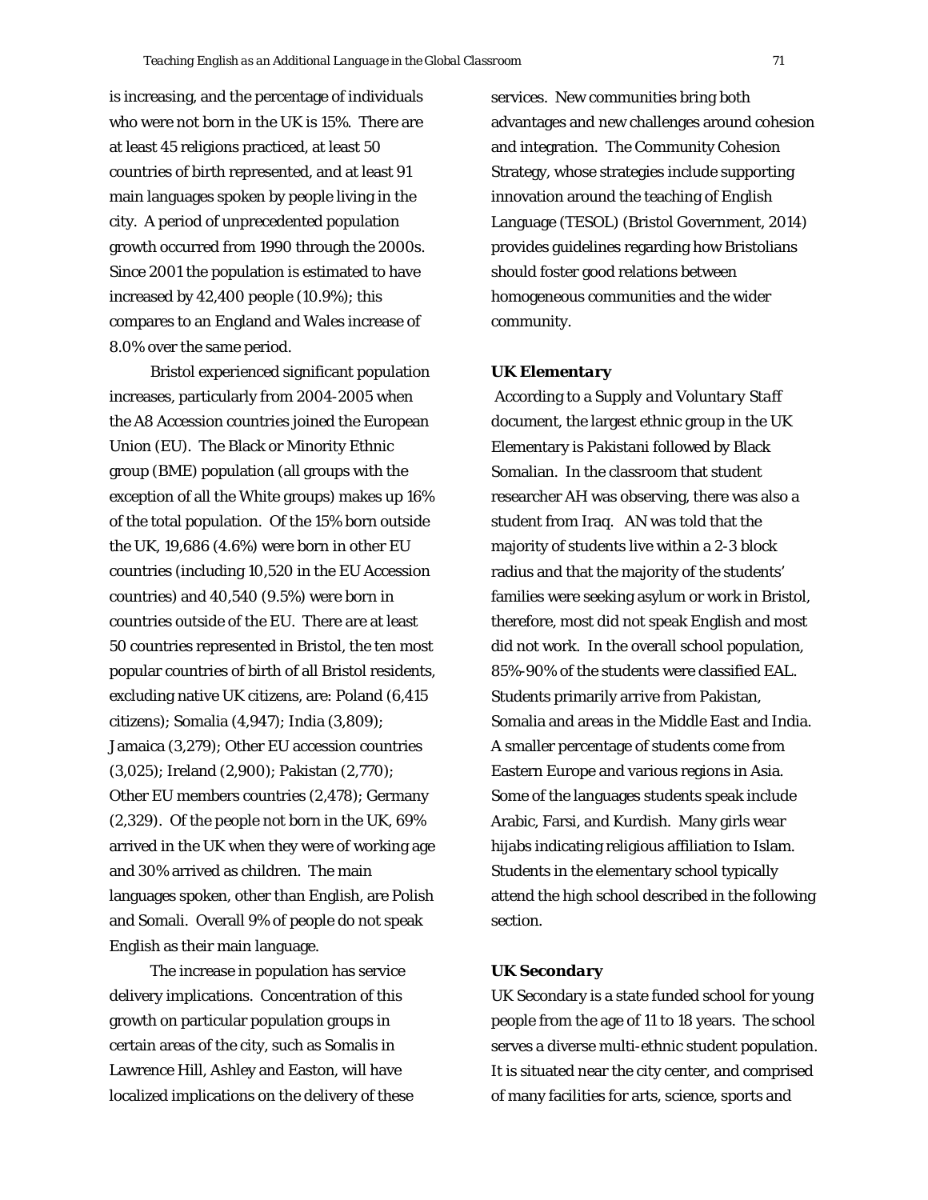is increasing, and the percentage of individuals who were not born in the UK is 15%. There are at least 45 religions practiced, at least 50 countries of birth represented, and at least 91 main languages spoken by people living in the city. A period of unprecedented population growth occurred from 1990 through the 2000s. Since 2001 the population is estimated to have increased by 42,400 people (10.9%); this compares to an England and Wales increase of 8.0% over the same period.

Bristol experienced significant population increases, particularly from 2004-2005 when the A8 Accession countries joined the European Union (EU). The Black or Minority Ethnic group (BME) population (all groups with the exception of all the White groups) makes up 16% of the total population. Of the 15% born outside the UK, 19,686 (4.6%) were born in other EU countries (including 10,520 in the EU Accession countries) and 40,540 (9.5%) were born in countries outside of the EU. There are at least 50 countries represented in Bristol, the ten most popular countries of birth of all Bristol residents, excluding native UK citizens, are: Poland (6,415 citizens); Somalia (4,947); India (3,809); Jamaica (3,279); Other EU accession countries (3,025); Ireland (2,900); Pakistan (2,770); Other EU members countries (2,478); Germany (2,329). Of the people not born in the UK, 69% arrived in the UK when they were of working age and 30% arrived as children. The main languages spoken, other than English, are Polish and Somali. Overall 9% of people do not speak English as their main language.

The increase in population has service delivery implications. Concentration of this growth on particular population groups in certain areas of the city, such as Somalis in Lawrence Hill, Ashley and Easton, will have localized implications on the delivery of these services. New communities bring both advantages and new challenges around cohesion and integration. The Community Cohesion Strategy, whose strategies include supporting innovation around the teaching of English Language (TESOL) (Bristol Government, 2014) provides guidelines regarding how Bristolians should foster good relations between homogeneous communities and the wider community.

### *UK Elementary*

According to a *Supply and Voluntary Staff* document, the largest ethnic group in the UK Elementary is Pakistani followed by Black Somalian. In the classroom that student researcher AH was observing, there was also a student from Iraq. AN was told that the majority of students live within a 2-3 block radius and that the majority of the students' families were seeking asylum or work in Bristol, therefore, most did not speak English and most did not work. In the overall school population, 85%-90% of the students were classified EAL. Students primarily arrive from Pakistan, Somalia and areas in the Middle East and India. A smaller percentage of students come from Eastern Europe and various regions in Asia. Some of the languages students speak include Arabic, Farsi, and Kurdish. Many girls wear hijabs indicating religious affiliation to Islam. Students in the elementary school typically attend the high school described in the following section.

### *UK Secondary*

UK Secondary is a state funded school for young people from the age of 11 to 18 years. The school serves a diverse multi-ethnic student population. It is situated near the city center, and comprised of many facilities for arts, science, sports and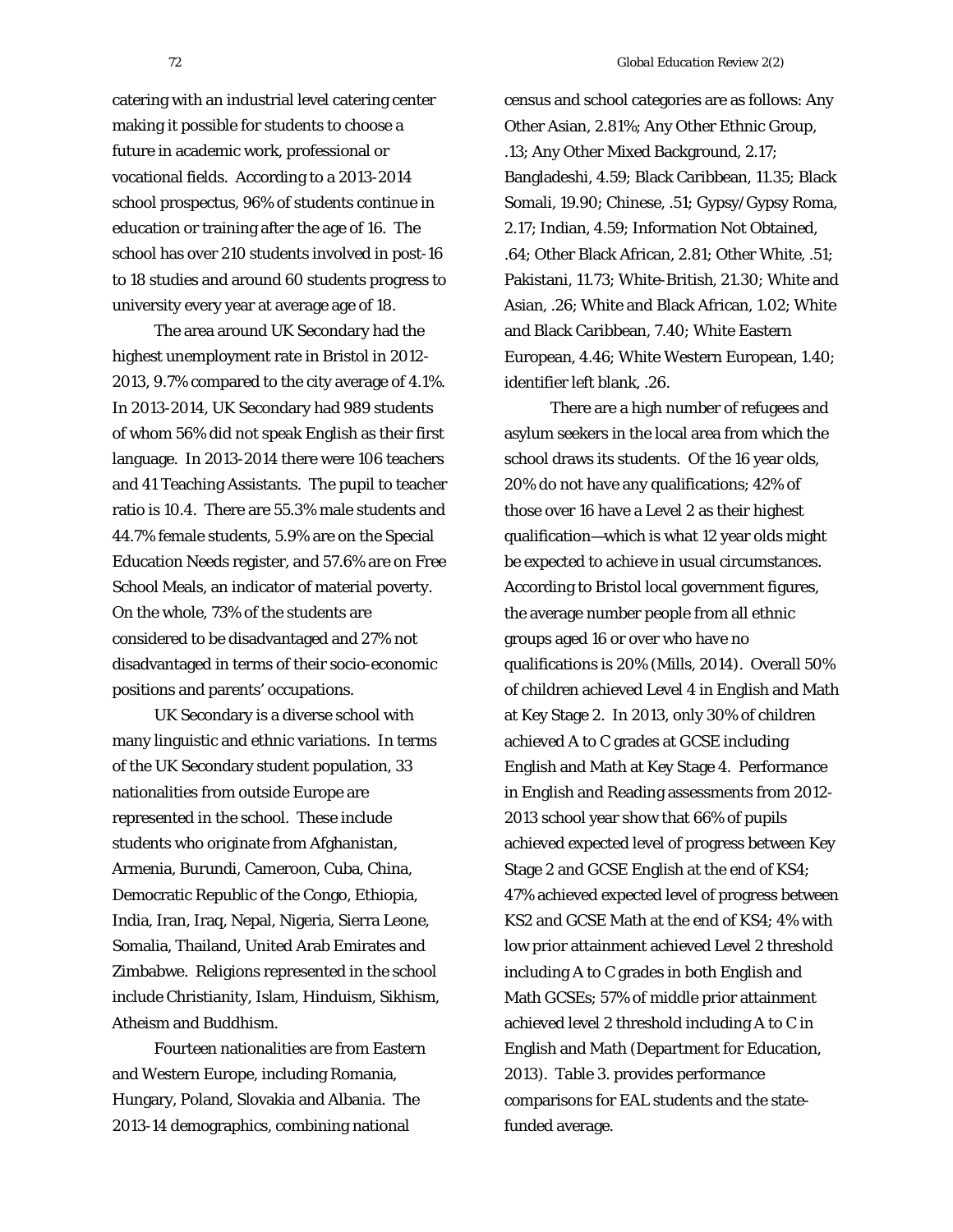catering with an industrial level catering center making it possible for students to choose a future in academic work, professional or vocational fields. According to a 2013-2014 school prospectus, 96% of students continue in education or training after the age of 16. The school has over 210 students involved in post-16 to 18 studies and around 60 students progress to university every year at average age of 18.

The area around UK Secondary had the highest unemployment rate in Bristol in 2012-2013, 9.7% compared to the city average of 4.1%. In 2013-2014, UK Secondary had 989 students of whom 56% did not speak English as their first language. In 2013-2014 there were 106 teachers and 41 Teaching Assistants. The pupil to teacher ratio is 10.4. There are 55.3% male students and 44.7% female students, 5.9% are on the Special Education Needs register, and 57.6% are on Free School Meals, an indicator of material poverty. On the whole, 73% of the students are considered to be disadvantaged and 27% not disadvantaged in terms of their socio-economic positions and parents' occupations.

UK Secondary is a diverse school with many linguistic and ethnic variations. In terms of the UK Secondary student population, 33 nationalities from outside Europe are represented in the school. These include students who originate from Afghanistan, Armenia, Burundi, Cameroon, Cuba, China, Democratic Republic of the Congo, Ethiopia, India, Iran, Iraq, Nepal, Nigeria, Sierra Leone, Somalia, Thailand, United Arab Emirates and Zimbabwe. Religions represented in the school include Christianity, Islam, Hinduism, Sikhism, Atheism and Buddhism.

Fourteen nationalities are from Eastern and Western Europe, including Romania, Hungary, Poland, Slovakia and Albania. The 2013-14 demographics, combining national census and school categories are as follows: Any Other Asian, 2.81%; Any Other Ethnic Group, .13; Any Other Mixed Background, 2.17; Bangladeshi, 4.59; Black Caribbean, 11.35; Black Somali, 19.90; Chinese, .51; Gypsy/Gypsy Roma, 2.17; Indian, 4.59; Information Not Obtained, .64; Other Black African, 2.81; Other White, .51; Pakistani, 11.73; White-British, 21.30; White and Asian, .26; White and Black African, 1.02; White and Black Caribbean, 7.40; White Eastern European, 4.46; White Western European, 1.40; identifier left blank, .26.

There are a high number of refugees and asylum seekers in the local area from which the school draws its students. Of the 16 year olds, 20% do not have any qualifications; 42% of those over 16 have a Level 2 as their highest qualification—which is what 12 year olds might be expected to achieve in usual circumstances. According to Bristol local government figures, the average number people from all ethnic groups aged 16 or over who have no qualifications is 20% (Mills, 2014). Overall 50% of children achieved Level 4 in English and Math at Key Stage 2. In 2013, only 30% of children achieved A to C grades at GCSE including English and Math at Key Stage 4. Performance in English and Reading assessments from 2012-2013 school year show that 66% of pupils achieved expected level of progress between Key Stage 2 and GCSE English at the end of KS4; 47% achieved expected level of progress between KS2 and GCSE Math at the end of KS4; 4% with low prior attainment achieved Level 2 threshold including A to C grades in both English and Math GCSEs; 57% of middle prior attainment achieved level 2 threshold including A to C in English and Math (Department for Education, 2013). Table 3. provides performance comparisons for EAL students and the state-funded average.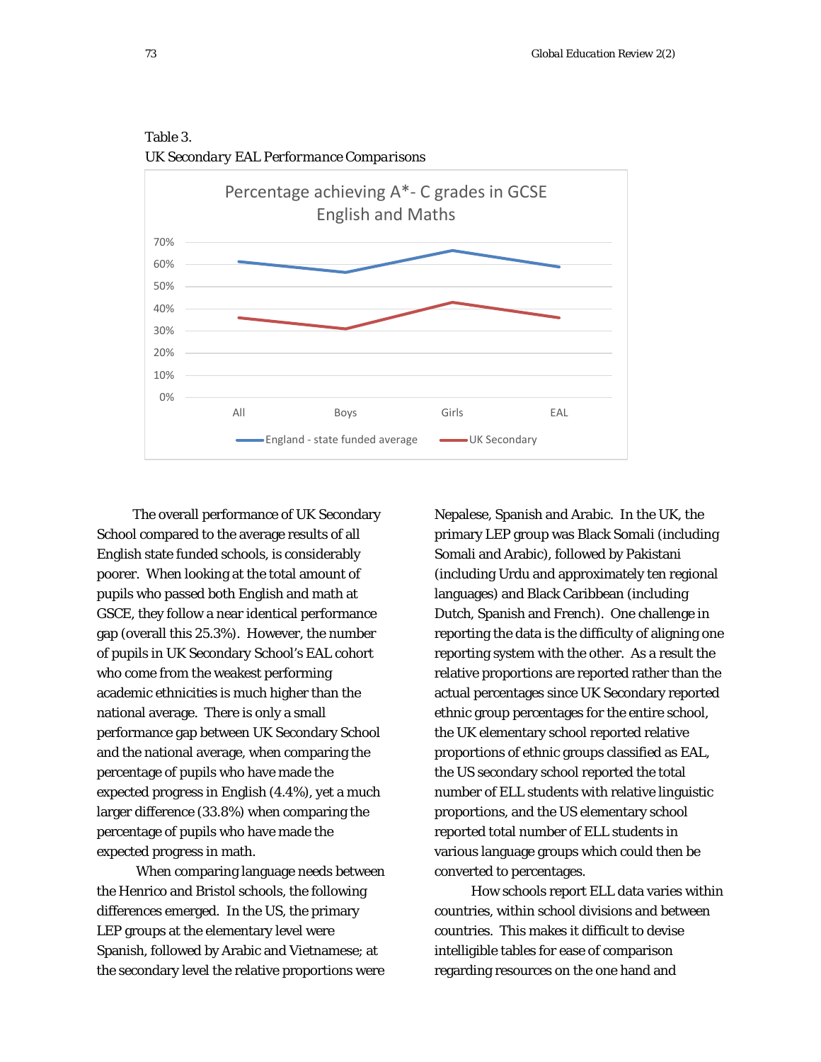Table 3.
*UK Secondary EAL Performance Comparisons*

The overall performance of UK Secondary School compared to the average results of all English state funded schools, is considerably poorer. When looking at the total amount of pupils who passed both English and math at GSCE, they follow a near identical performance gap (overall this 25.3%). However, the number of pupils in UK Secondary School's EAL cohort who come from the weakest performing academic ethnicities is much higher than the national average. There is only a small performance gap between UK Secondary School and the national average, when comparing the percentage of pupils who have made the expected progress in English (4.4%), yet a much larger difference (33.8%) when comparing the percentage of pupils who have made the expected progress in math.

When comparing language needs between the Henrico and Bristol schools, the following differences emerged. In the US, the primary LEP groups at the elementary level were Spanish, followed by Arabic and Vietnamese; at the secondary level the relative proportions were Nepalese, Spanish and Arabic. In the UK, the primary LEP group was Black Somali (including Somali and Arabic), followed by Pakistani (including Urdu and approximately ten regional languages) and Black Caribbean (including Dutch, Spanish and French). One challenge in reporting the data is the difficulty of aligning one reporting system with the other. As a result the relative proportions are reported rather than the actual percentages since UK Secondary reported ethnic group percentages for the entire school, the UK elementary school reported relative proportions of ethnic groups classified as EAL, the US secondary school reported the total number of ELL students with relative linguistic proportions, and the US elementary school reported total number of ELL students in various language groups which could then be converted to percentages.

How schools report ELL data varies within countries, within school divisions and between countries. This makes it difficult to devise intelligible tables for ease of comparison regarding resources on the one hand and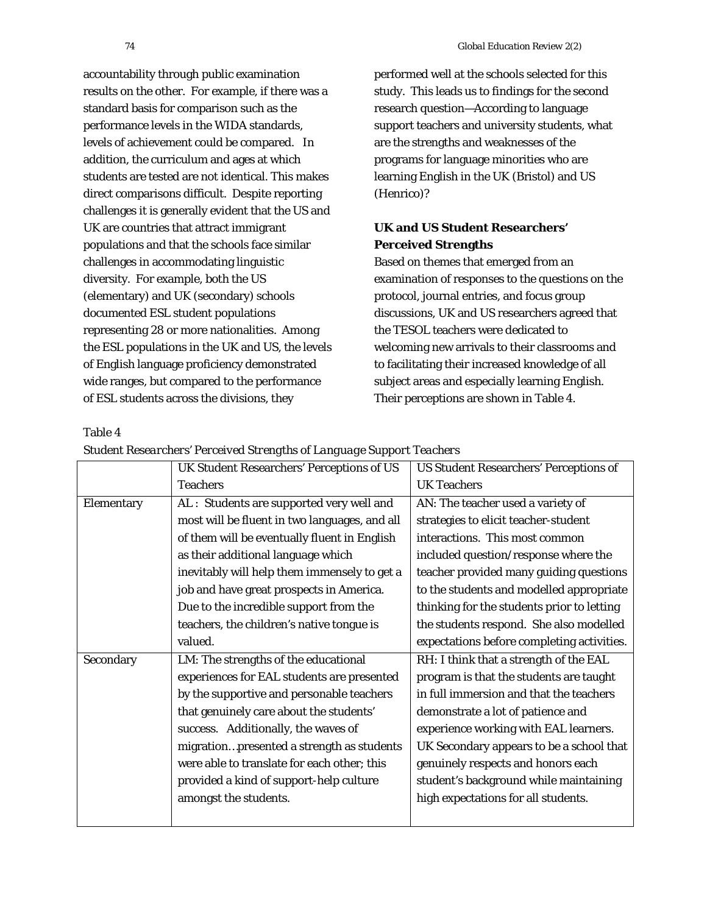accountability through public examination results on the other. For example, if there was a standard basis for comparison such as the performance levels in the WIDA standards, levels of achievement could be compared. In addition, the curriculum and ages at which students are tested are not identical. This makes direct comparisons difficult. Despite reporting challenges it is generally evident that the US and UK are countries that attract immigrant populations and that the schools face similar challenges in accommodating linguistic diversity. For example, both the US (elementary) and UK (secondary) schools documented ESL student populations representing 28 or more nationalities. Among the ESL populations in the UK and US, the levels of English language proficiency demonstrated wide ranges, but compared to the performance of ESL students across the divisions, they performed well at the schools selected for this study. This leads us to findings for the second research question—According to language support teachers and university students, what are the strengths and weaknesses of the programs for language minorities who are learning English in the UK (Bristol) and US (Henrico)?

## UK and US Student Researchers' Perceived Strengths

Based on themes that emerged from an examination of responses to the questions on the protocol, journal entries, and focus group discussions, UK and US researchers agreed that the TESOL teachers were dedicated to welcoming new arrivals to their classrooms and to facilitating their increased knowledge of all subject areas and especially learning English. Their perceptions are shown in Table 4.

Table 4

*Student Researchers' Perceived Strengths of Language Support Teachers*

| | UK Student Researchers' Perceptions of US Teachers | US Student Researchers' Perceptions of UK Teachers |
|---|---|---|
| Elementary | AL : Students are supported very well and most will be fluent in two languages, and all of them will be eventually fluent in English as their additional language which inevitably will help them immensely to get a job and have great prospects in America. Due to the incredible support from the teachers, the children's native tongue is valued. | AN: The teacher used a variety of strategies to elicit teacher-student interactions. This most common included question/response where the teacher provided many guiding questions to the students and modelled appropriate thinking for the students prior to letting the students respond. She also modelled expectations before completing activities. |
| Secondary | LM: The strengths of the educational experiences for EAL students are presented by the supportive and personable teachers that genuinely care about the students' success. Additionally, the waves of migration…presented a strength as students were able to translate for each other; this provided a kind of support-help culture amongst the students. | RH: I think that a strength of the EAL program is that the students are taught in full immersion and that the teachers demonstrate a lot of patience and experience working with EAL learners. UK Secondary appears to be a school that genuinely respects and honors each student's background while maintaining high expectations for all students. |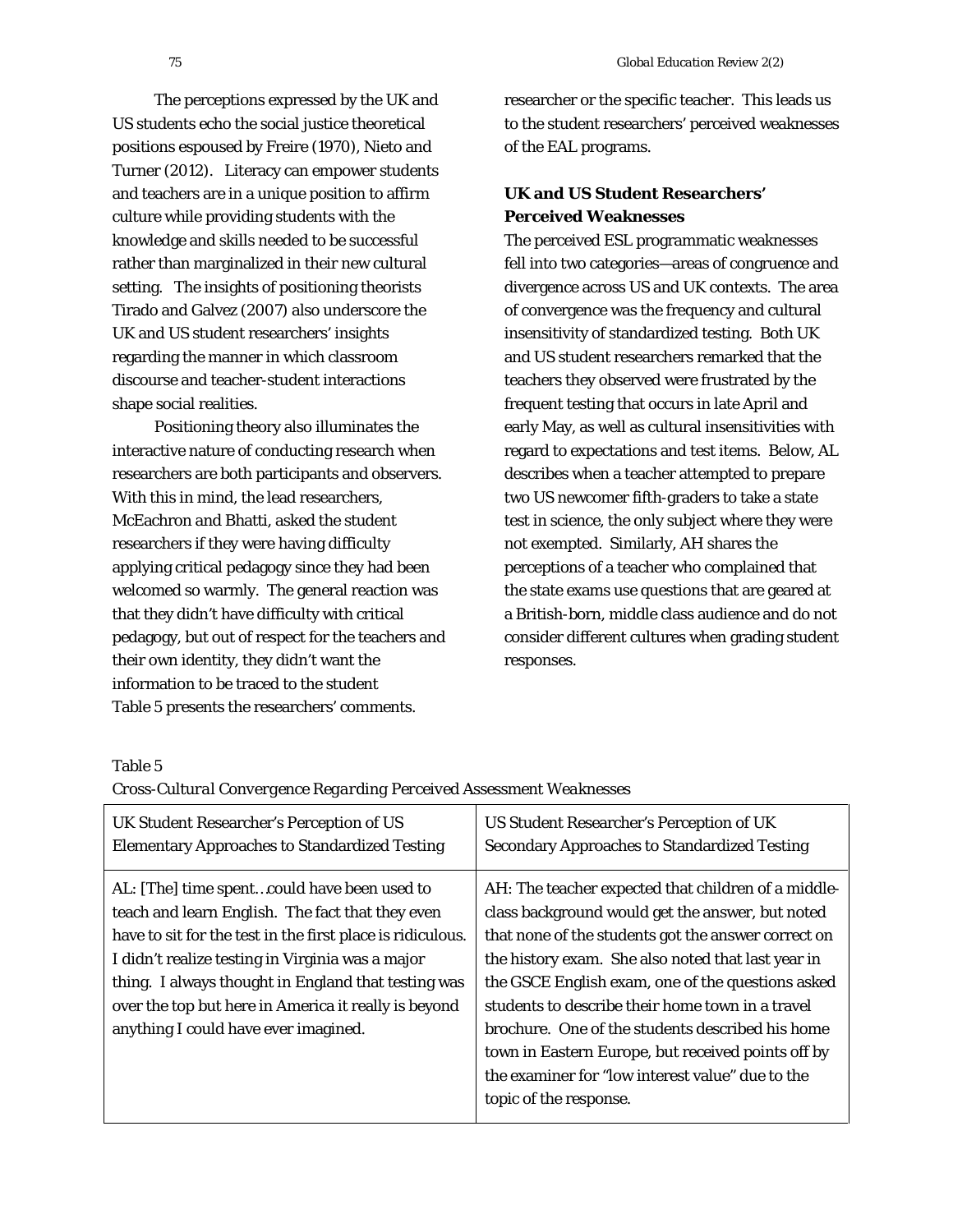The perceptions expressed by the UK and US students echo the social justice theoretical positions espoused by Freire (1970), Nieto and Turner (2012). Literacy can empower students and teachers are in a unique position to affirm culture while providing students with the knowledge and skills needed to be successful rather than marginalized in their new cultural setting. The insights of positioning theorists Tirado and Galvez (2007) also underscore the UK and US student researchers' insights regarding the manner in which classroom discourse and teacher-student interactions shape social realities.

Positioning theory also illuminates the interactive nature of conducting research when researchers are both participants and observers. With this in mind, the lead researchers, McEachron and Bhatti, asked the student researchers if they were having difficulty applying critical pedagogy since they had been welcomed so warmly. The general reaction was that they didn't have difficulty with critical pedagogy, but out of respect for the teachers and their own identity, they didn't want the information to be traced to the student researcher or the specific teacher. This leads us to the student researchers' perceived weaknesses of the EAL programs.

### UK and US Student Researchers' Perceived Weaknesses

The perceived ESL programmatic weaknesses fell into two categories—areas of congruence and divergence across US and UK contexts. The area of convergence was the frequency and cultural insensitivity of standardized testing. Both UK and US student researchers remarked that the teachers they observed were frustrated by the frequent testing that occurs in late April and early May, as well as cultural insensitivities with regard to expectations and test items. Below, AL describes when a teacher attempted to prepare two US newcomer fifth-graders to take a state test in science, the only subject where they were not exempted. Similarly, AH shares the perceptions of a teacher who complained that the state exams use questions that are geared at a British-born, middle class audience and do not consider different cultures when grading student responses.

Table 5 presents the researchers' comments.

Table 5

*Cross-Cultural Convergence Regarding Perceived Assessment Weaknesses*

| UK Student Researcher's Perception of US Elementary Approaches to Standardized Testing | US Student Researcher's Perception of UK Secondary Approaches to Standardized Testing |
|---|---|
| AL: [The] time spent…could have been used to teach and learn English. The fact that they even have to sit for the test in the first place is ridiculous. I didn't realize testing in Virginia was a major thing. I always thought in England that testing was over the top but here in America it really is beyond anything I could have ever imagined. | AH: The teacher expected that children of a middle-class background would get the answer, but noted that none of the students got the answer correct on the history exam. She also noted that last year in the GSCE English exam, one of the questions asked students to describe their home town in a travel brochure. One of the students described his home town in Eastern Europe, but received points off by the examiner for "low interest value" due to the topic of the response. |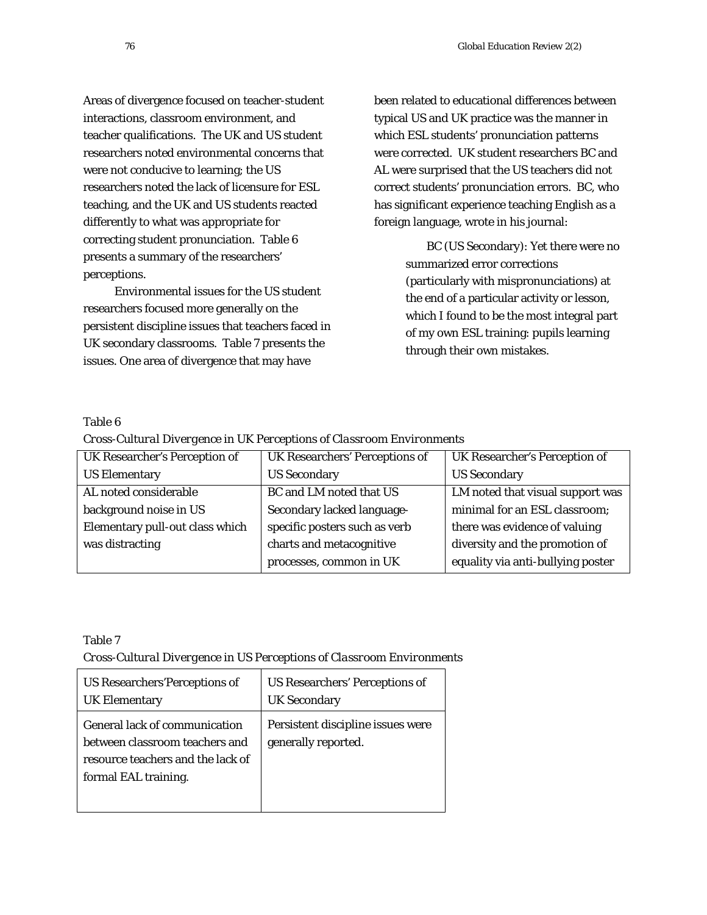Areas of divergence focused on teacher-student interactions, classroom environment, and teacher qualifications. The UK and US student researchers noted environmental concerns that were not conducive to learning; the US researchers noted the lack of licensure for ESL teaching, and the UK and US students reacted differently to what was appropriate for correcting student pronunciation. Table 6 presents a summary of the researchers' perceptions.

Environmental issues for the US student researchers focused more generally on the persistent discipline issues that teachers faced in UK secondary classrooms. Table 7 presents the issues. One area of divergence that may have been related to educational differences between typical US and UK practice was the manner in which ESL students' pronunciation patterns were corrected. UK student researchers BC and AL were surprised that the US teachers did not correct students' pronunciation errors. BC, who has significant experience teaching English as a foreign language, wrote in his journal:

> BC (US Secondary): Yet there were no summarized error corrections (particularly with mispronunciations) at the end of a particular activity or lesson, which I found to be the most integral part of my own ESL training: pupils learning through their own mistakes.

Table 6

*Cross-Cultural Divergence in UK Perceptions of Classroom Environments*

| UK Researcher's Perception of US Elementary | UK Researchers' Perceptions of US Secondary | UK Researcher's Perception of US Secondary |
|---|---|---|
| AL noted considerable background noise in US Elementary pull-out class which was distracting | BC and LM noted that US Secondary lacked language-specific posters such as verb charts and metacognitive processes, common in UK | LM noted that visual support was minimal for an ESL classroom; there was evidence of valuing diversity and the promotion of equality via anti-bullying poster |

Table 7

*Cross-Cultural Divergence in US Perceptions of Classroom Environments*

| US Researchers'Perceptions of UK Elementary | US Researchers' Perceptions of UK Secondary |
|---|---|
| General lack of communication between classroom teachers and resource teachers and the lack of formal EAL training. | Persistent discipline issues were generally reported. |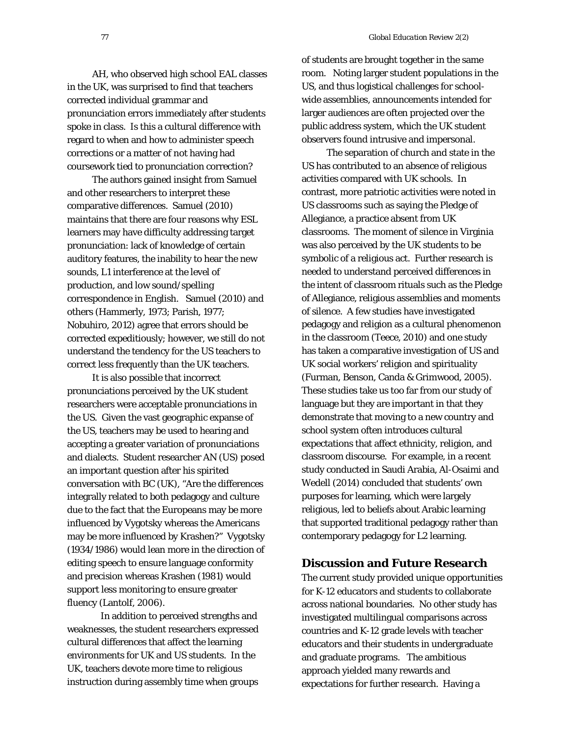AH, who observed high school EAL classes in the UK, was surprised to find that teachers corrected individual grammar and pronunciation errors immediately after students spoke in class. Is this a cultural difference with regard to when and how to administer speech corrections or a matter of not having had coursework tied to pronunciation correction?

The authors gained insight from Samuel and other researchers to interpret these comparative differences. Samuel (2010) maintains that there are four reasons why ESL learners may have difficulty addressing target pronunciation: lack of knowledge of certain auditory features, the inability to hear the new sounds, L1 interference at the level of production, and low sound/spelling correspondence in English. Samuel (2010) and others (Hammerly, 1973; Parish, 1977; Nobuhiro, 2012) agree that errors should be corrected expeditiously; however, we still do not understand the tendency for the US teachers to correct less frequently than the UK teachers.

It is also possible that incorrect pronunciations perceived by the UK student researchers were acceptable pronunciations in the US. Given the vast geographic expanse of the US, teachers may be used to hearing and accepting a greater variation of pronunciations and dialects. Student researcher AN (US) posed an important question after his spirited conversation with BC (UK), "Are the differences integrally related to both pedagogy and culture due to the fact that the Europeans may be more influenced by Vygotsky whereas the Americans may be more influenced by Krashen?" Vygotsky (1934/1986) would lean more in the direction of editing speech to ensure language conformity and precision whereas Krashen (1981) would support less monitoring to ensure greater fluency (Lantolf, 2006).

In addition to perceived strengths and weaknesses, the student researchers expressed cultural differences that affect the learning environments for UK and US students. In the UK, teachers devote more time to religious instruction during assembly time when groups of students are brought together in the same room. Noting larger student populations in the US, and thus logistical challenges for school-wide assemblies, announcements intended for larger audiences are often projected over the public address system, which the UK student observers found intrusive and impersonal.

The separation of church and state in the US has contributed to an absence of religious activities compared with UK schools. In contrast, more patriotic activities were noted in US classrooms such as saying the Pledge of Allegiance, a practice absent from UK classrooms. The moment of silence in Virginia was also perceived by the UK students to be symbolic of a religious act. Further research is needed to understand perceived differences in the intent of classroom rituals such as the Pledge of Allegiance, religious assemblies and moments of silence. A few studies have investigated pedagogy and religion as a cultural phenomenon in the classroom (Teece, 2010) and one study has taken a comparative investigation of US and UK social workers' religion and spirituality (Furman, Benson, Canda & Grimwood, 2005). These studies take us too far from our study of language but they are important in that they demonstrate that moving to a new country and school system often introduces cultural expectations that affect ethnicity, religion, and classroom discourse. For example, in a recent study conducted in Saudi Arabia, Al-Osaimi and Wedell (2014) concluded that students' own purposes for learning, which were largely religious, led to beliefs about Arabic learning that supported traditional pedagogy rather than contemporary pedagogy for L2 learning.

## Discussion and Future Research

The current study provided unique opportunities for K-12 educators and students to collaborate across national boundaries. No other study has investigated multilingual comparisons across countries and K-12 grade levels with teacher educators and their students in undergraduate and graduate programs. The ambitious approach yielded many rewards and expectations for further research. Having a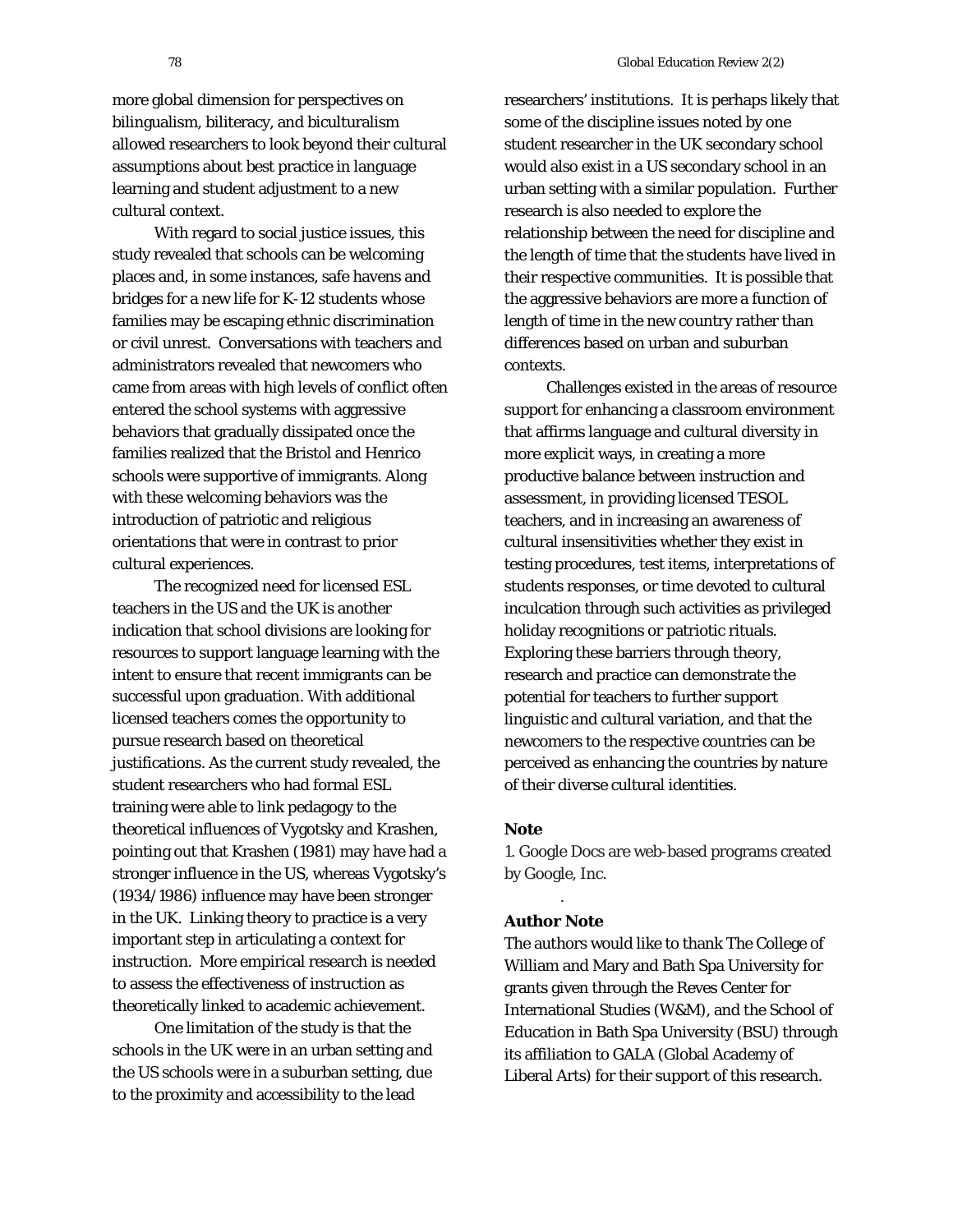more global dimension for perspectives on bilingualism, biliteracy, and biculturalism allowed researchers to look beyond their cultural assumptions about best practice in language learning and student adjustment to a new cultural context.

With regard to social justice issues, this study revealed that schools can be welcoming places and, in some instances, safe havens and bridges for a new life for K-12 students whose families may be escaping ethnic discrimination or civil unrest. Conversations with teachers and administrators revealed that newcomers who came from areas with high levels of conflict often entered the school systems with aggressive behaviors that gradually dissipated once the families realized that the Bristol and Henrico schools were supportive of immigrants. Along with these welcoming behaviors was the introduction of patriotic and religious orientations that were in contrast to prior cultural experiences.

The recognized need for licensed ESL teachers in the US and the UK is another indication that school divisions are looking for resources to support language learning with the intent to ensure that recent immigrants can be successful upon graduation. With additional licensed teachers comes the opportunity to pursue research based on theoretical justifications. As the current study revealed, the student researchers who had formal ESL training were able to link pedagogy to the theoretical influences of Vygotsky and Krashen, pointing out that Krashen (1981) may have had a stronger influence in the US, whereas Vygotsky's (1934/1986) influence may have been stronger in the UK. Linking theory to practice is a very important step in articulating a context for instruction. More empirical research is needed to assess the effectiveness of instruction as theoretically linked to academic achievement.

One limitation of the study is that the schools in the UK were in an urban setting and the US schools were in a suburban setting, due to the proximity and accessibility to the lead researchers' institutions. It is perhaps likely that some of the discipline issues noted by one student researcher in the UK secondary school would also exist in a US secondary school in an urban setting with a similar population. Further research is also needed to explore the relationship between the need for discipline and the length of time that the students have lived in their respective communities. It is possible that the aggressive behaviors are more a function of length of time in the new country rather than differences based on urban and suburban contexts.

Challenges existed in the areas of resource support for enhancing a classroom environment that affirms language and cultural diversity in more explicit ways, in creating a more productive balance between instruction and assessment, in providing licensed TESOL teachers, and in increasing an awareness of cultural insensitivities whether they exist in testing procedures, test items, interpretations of students responses, or time devoted to cultural inculcation through such activities as privileged holiday recognitions or patriotic rituals. Exploring these barriers through theory, research and practice can demonstrate the potential for teachers to further support linguistic and cultural variation, and that the newcomers to the respective countries can be perceived as enhancing the countries by nature of their diverse cultural identities.

**Note**

1. Google Docs are web-based programs created by Google, Inc.

**Author Note**

The authors would like to thank The College of William and Mary and Bath Spa University for grants given through the Reves Center for International Studies (W&M), and the School of Education in Bath Spa University (BSU) through its affiliation to GALA (Global Academy of Liberal Arts) for their support of this research.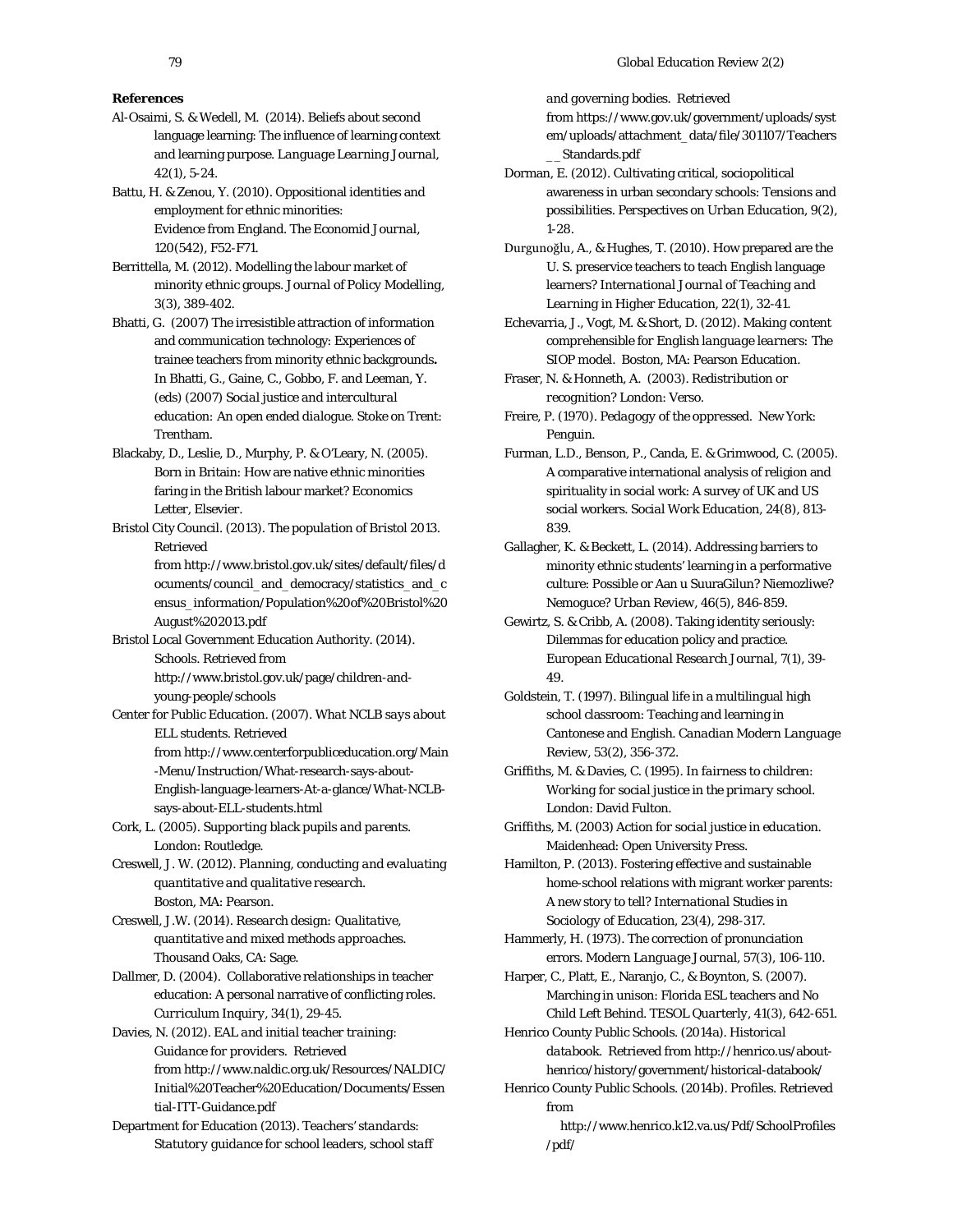**References**

Al-Osaimi, S. & Wedell, M. (2014). Beliefs about second language learning: The influence of learning context and learning purpose. *Language Learning Journal*, 42(1), 5-24.

Battu, H. & Zenou, Y. (2010). Oppositional identities and employment for ethnic minorities: Evidence from England. The Economid Journal, 120(542), F52-F71.

Berrittella, M. (2012). Modelling the labour market of minority ethnic groups. *Journal of Policy Modelling*, 3(3), 389-402.

Bhatti, G. (2007) The irresistible attraction of information and communication technology: Experiences of trainee teachers from minority ethnic backgrounds**.** In Bhatti, G., Gaine, C., Gobbo, F. and Leeman, Y. (eds) (2007) *Social justice and intercultural education: An open ended dialogue.* Stoke on Trent: Trentham.

Blackaby, D., Leslie, D., Murphy, P. & O'Leary, N. (2005). Born in Britain: How are native ethnic minorities faring in the British labour market? Economics Letter, Elsevier.

Bristol City Council. (2013). *The population of Bristol 2013*. Retrieved from http://www.bristol.gov.uk/sites/default/files/documents/council_and_democracy/statistics_and_census_information/Population%20of%20Bristol%20August%202013.pdf

Bristol Local Government Education Authority. (2014). Schools. Retrieved from http://www.bristol.gov.uk/page/children-and-young-people/schools

Center for Public Education. (2007). *What NCLB says about ELL students*. Retrieved from http://www.centerforpubliceducation.org/Main-Menu/Instruction/What-research-says-about-English-language-learners-At-a-glance/What-NCLB-says-about-ELL-students.html

Cork, L. (2005). *Supporting black pupils and parents*. London: Routledge.

Creswell, J. W. (2012). *Planning, conducting and evaluating quantitative and qualitative research.* Boston, MA: Pearson.

Creswell, J.W. (2014). *Research design: Qualitative, quantitative and mixed methods approaches*. Thousand Oaks, CA: Sage.

Dallmer, D. (2004). Collaborative relationships in teacher education: A personal narrative of conflicting roles. *Curriculum Inquiry*, 34(1), 29-45.

Davies, N. (2012). *EAL and initial teacher training: Guidance for providers*. Retrieved from http://www.naldic.org.uk/Resources/NALDIC/Initial%20Teacher%20Education/Documents/Essential-ITT-Guidance.pdf

Department for Education (2013). *Teachers' standards: Statutory guidance for school leaders, school staff and governing bodies*. Retrieved from https://www.gov.uk/government/uploads/system/uploads/attachment_data/file/301107/Teachers__Standards.pdf

Dorman, E. (2012). Cultivating critical, sociopolitical awareness in urban secondary schools: Tensions and possibilities. *Perspectives on Urban Education*, 9(2), 1-28.

Durgunoğlu, A., & Hughes, T. (2010). How prepared are the U. S. preservice teachers to teach English language learners? *International Journal of Teaching and Learning in Higher Education*, 22(1), 32-41.

Echevarria, J., Vogt, M. & Short, D. (2012). *Making content comprehensible for English language learners: The SIOP model*. Boston, MA: Pearson Education.

Fraser, N. & Honneth, A. (2003). *Redistribution or recognition?* London: Verso.

Freire, P. (1970). *Pedagogy of the oppressed*. New York: Penguin.

Furman, L.D., Benson, P., Canda, E. & Grimwood, C. (2005). A comparative international analysis of religion and spirituality in social work: A survey of UK and US social workers. *Social Work Education*, 24(8), 813-839.

Gallagher, K. & Beckett, L. (2014). Addressing barriers to minority ethnic students' learning in a performative culture: Possible or Aan u SuuraGilun? Niemozliwe? Nemoguce? *Urban Review*, 46(5), 846-859.

Gewirtz, S. & Cribb, A. (2008). Taking identity seriously: Dilemmas for education policy and practice. *European Educational Research Journal*, 7(1), 39-49.

Goldstein, T. (1997). Bilingual life in a multilingual high school classroom: Teaching and learning in Cantonese and English. *Canadian Modern Language Review*, 53(2), 356-372.

Griffiths, M. & Davies, C. (1995). *In fairness to children: Working for social justice in the primary school*. London: David Fulton.

Griffiths, M. (2003) *Action for social justice in education*. Maidenhead: Open University Press.

Hamilton, P. (2013). Fostering effective and sustainable home-school relations with migrant worker parents: A new story to tell? *International Studies in Sociology of Education*, 23(4), 298-317.

Hammerly, H. (1973). The correction of pronunciation errors. *Modern Language Journal*, 57(3), 106-110.

Harper, C., Platt, E., Naranjo, C., & Boynton, S. (2007). Marching in unison: Florida ESL teachers and No Child Left Behind. *TESOL Quarterly*, 41(3), 642-651.

Henrico County Public Schools. (2014a). *Historical databook*. Retrieved from http://henrico.us/about-henrico/history/government/historical-databook/

Henrico County Public Schools. (2014b). *Profiles*. Retrieved from http://www.henrico.k12.va.us/Pdf/SchoolProfiles/pdf/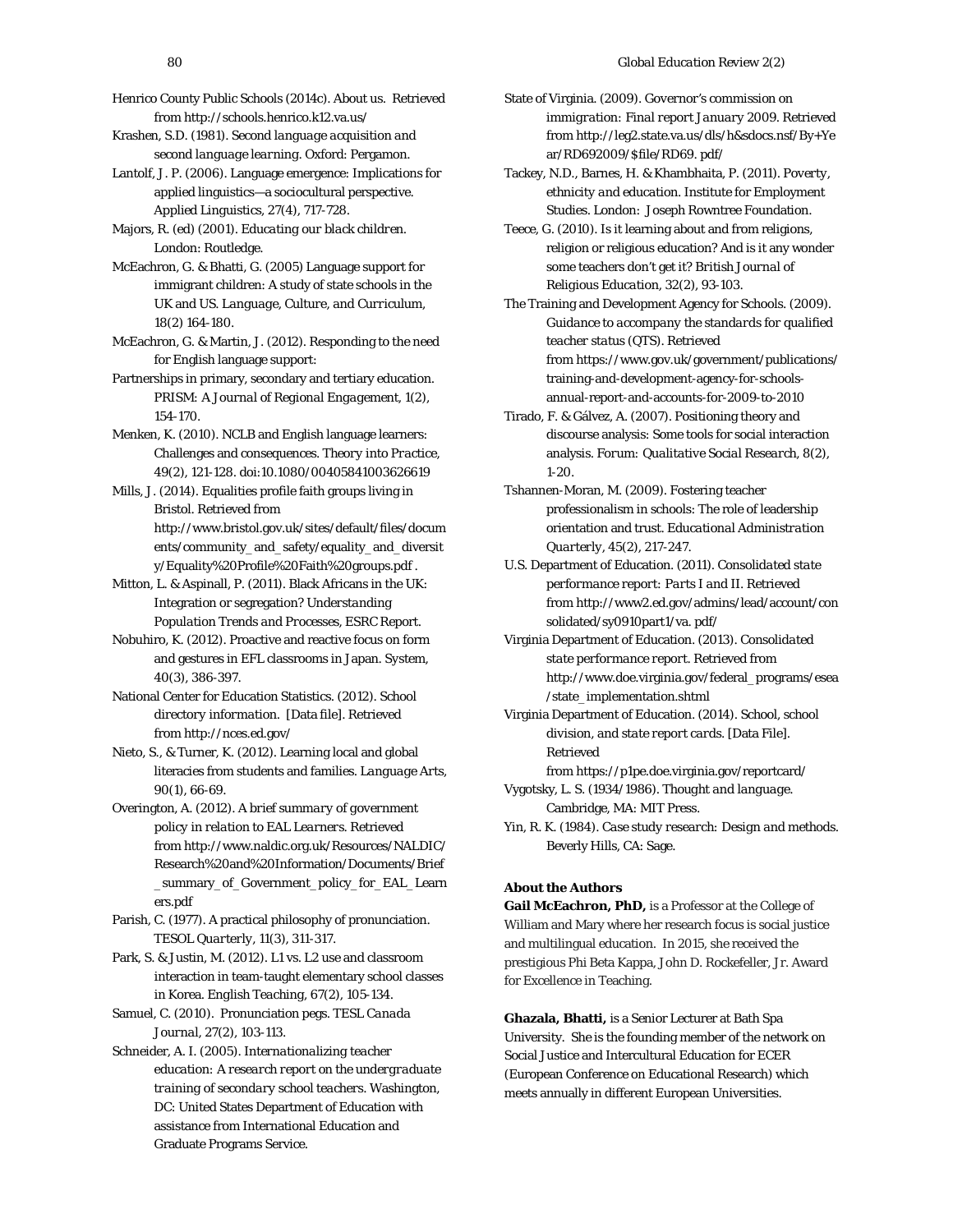Henrico County Public Schools (2014c). About us. Retrieved from http://schools.henrico.k12.va.us/

Krashen, S.D. (1981). *Second language acquisition and second language learning*. Oxford: Pergamon.

Lantolf, J. P. (2006). Language emergence: Implications for applied linguistics—a sociocultural perspective. *Applied Linguistics*, 27(4), 717-728.

Majors, R. (ed) (2001). *Educating our black children*. London: Routledge.

McEachron, G. & Bhatti, G. (2005) Language support for immigrant children: A study of state schools in the UK and US. *Language, Culture, and Curriculum*, 18(2) 164-180.

McEachron, G. & Martin, J. (2012). Responding to the need for English language support:

Partnerships in primary, secondary and tertiary education. *PRISM: A Journal of Regional Engagement*, 1(2), 154-170.

Menken, K. (2010). NCLB and English language learners: Challenges and consequences. *Theory into Practice*, 49(2), 121-128. doi:10.1080/00405841003626619

Mills, J. (2014). Equalities profile faith groups living in Bristol. Retrieved from http://www.bristol.gov.uk/sites/default/files/documents/community_and_safety/equality_and_diversity/Equality%20Profile%20Faith%20groups.pdf .

Mitton, L. & Aspinall, P. (2011). Black Africans in the UK: Integration or segregation? *Understanding Population Trends and Processes*, ESRC Report.

Nobuhiro, K. (2012). Proactive and reactive focus on form and gestures in EFL classrooms in Japan. *System*, 40(3), 386-397.

National Center for Education Statistics. (2012). School *directory information*. [Data file]. Retrieved from http://nces.ed.gov/

Nieto, S., & Turner, K. (2012). Learning local and global literacies from students and families. *Language Arts*, 90(1), 66-69.

Overington, A. (2012). *A brief summary of government policy in relation to EAL Learners*. Retrieved from http://www.naldic.org.uk/Resources/NALDIC/Research%20and%20Information/Documents/Brief_summary_of_Government_policy_for_EAL_Learners.pdf

Parish, C. (1977). A practical philosophy of pronunciation. *TESOL Quarterly*, 11(3), 311-317.

Park, S. & Justin, M. (2012). L1 vs. L2 use and classroom interaction in team-taught elementary school classes in Korea. *English Teaching*, 67(2), 105-134.

Samuel, C. (2010). Pronunciation pegs. *TESL Canada Journal*, 27(2), 103-113.

Schneider, A. I. (2005). *Internationalizing teacher education: A research report on the undergraduate training of secondary school teachers*. Washington, DC: United States Department of Education with assistance from International Education and Graduate Programs Service.

State of Virginia. (2009). Governor's commission on *immigration: Final report January 2009*. Retrieved from http://leg2.state.va.us/dls/h&sdocs.nsf/By+Year/RD692009/$file/RD69. pdf/

Tackey, N.D., Barnes, H. & Khambhaita, P. (2011). *Poverty, ethnicity and education*. Institute for Employment Studies. London: Joseph Rowntree Foundation.

Teece, G. (2010). Is it learning about and from religions, religion or religious education? And is it any wonder some teachers don't get it? *British Journal of Religious Education*, 32(2), 93-103.

The Training and Development Agency for Schools. (2009). *Guidance to accompany the standards for qualified teacher status (QTS)*. Retrieved from https://www.gov.uk/government/publications/training-and-development-agency-for-schools-annual-report-and-accounts-for-2009-to-2010

Tirado, F. & Gálvez, A. (2007). Positioning theory and discourse analysis: Some tools for social interaction analysis. *Forum: Qualitative Social Research*, 8(2), 1-20.

Tshannen-Moran, M. (2009). Fostering teacher professionalism in schools: The role of leadership orientation and trust. *Educational Administration Quarterly*, 45(2), 217-247.

U.S. Department of Education. (2011). *Consolidated state performance report: Parts I and II*. Retrieved from http://www2.ed.gov/admins/lead/account/consolidated/sy0910part1/va. pdf/

Virginia Department of Education. (2013). *Consolidated state performance report*. Retrieved from http://www.doe.virginia.gov/federal_programs/esea/state_implementation.shtml

Virginia Department of Education. (2014). *School, school division, and state report cards*. [Data File]. Retrieved from https://p1pe.doe.virginia.gov/reportcard/

Vygotsky, L. S. (1934/1986). *Thought and language*. Cambridge, MA: MIT Press.

Yin, R. K. (1984). *Case study research: Design and methods*. Beverly Hills, CA: Sage.

**About the Authors**

**Gail McEachron, PhD,** is a Professor at the College of William and Mary where her research focus is social justice and multilingual education. In 2015, she received the prestigious Phi Beta Kappa, John D. Rockefeller, Jr. Award for Excellence in Teaching.

**Ghazala, Bhatti,** is a Senior Lecturer at Bath Spa University. She is the founding member of the network on Social Justice and Intercultural Education for ECER (European Conference on Educational Research) which meets annually in different European Universities.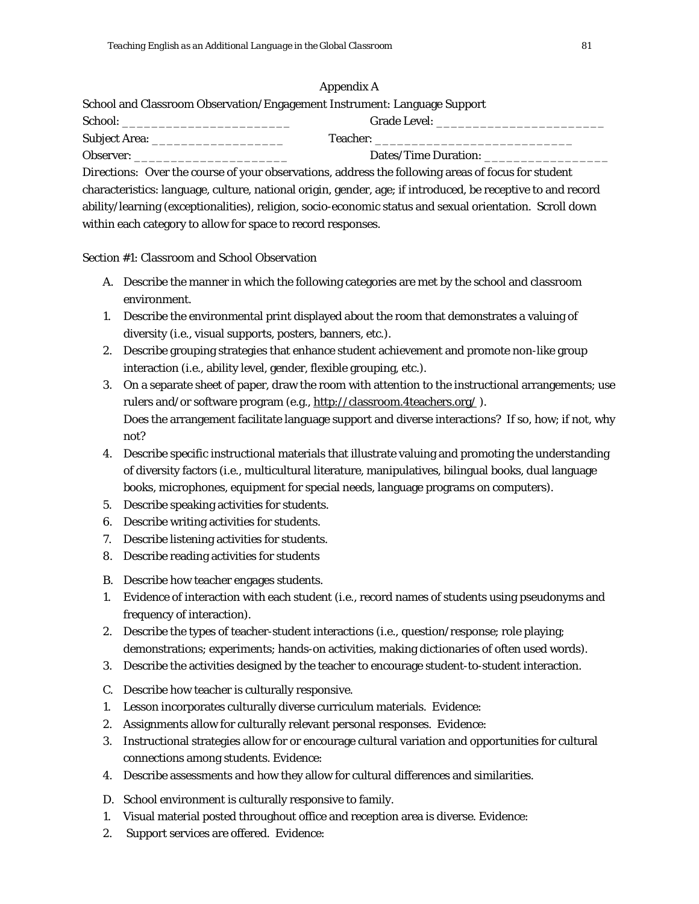## Appendix A

School and Classroom Observation/Engagement Instrument: Language Support

School: _______________________ Grade Level: _______________________

Subject Area: __________________ Teacher: ___________________________

Observer: _____________________ Dates/Time Duration: _________________

*Directions*: Over the course of your observations, address the following areas of focus for student characteristics: language, culture, national origin, gender, age; if introduced, be receptive to and record ability/learning (exceptionalities), religion, socio-economic status and sexual orientation. Scroll down within each category to allow for space to record responses.

Section #1: Classroom and School Observation

A. Describe the manner in which the following categories are met by the school and classroom environment.

1. Describe the environmental print displayed about the room that demonstrates a valuing of diversity (i.e., visual supports, posters, banners, etc.).
2. Describe grouping strategies that enhance student achievement and promote non-like group interaction (i.e., ability level, gender, flexible grouping, etc.).
3. On a separate sheet of paper, draw the room with attention to the instructional arrangements; use rulers and/or software program (e.g., http://classroom.4teachers.org/ ).
   Does the arrangement facilitate language support and diverse interactions? If so, how; if not, why not?
4. Describe specific instructional materials that illustrate valuing and promoting the understanding of diversity factors (i.e., multicultural literature, manipulatives, bilingual books, dual language books, microphones, equipment for special needs, language programs on computers).
5. Describe speaking activities for students.
6. Describe writing activities for students.
7. Describe listening activities for students.
8. Describe reading activities for students

B. Describe how teacher engages students.

1. Evidence of interaction with each student (i.e., record names of students using pseudonyms and frequency of interaction).
2. Describe the types of teacher-student interactions (i.e., question/response; role playing; demonstrations; experiments; hands-on activities, making dictionaries of often used words).
3. Describe the activities designed by the teacher to encourage student-to-student interaction.

C. Describe how teacher is culturally responsive.

1. Lesson incorporates culturally diverse curriculum materials. Evidence:
2. Assignments allow for culturally relevant personal responses. Evidence:
3. Instructional strategies allow for or encourage cultural variation and opportunities for cultural connections among students. Evidence:
4. Describe assessments and how they allow for cultural differences and similarities.

D. School environment is culturally responsive to family.

1. Visual material posted throughout office and reception area is diverse. Evidence:
2. Support services are offered. Evidence: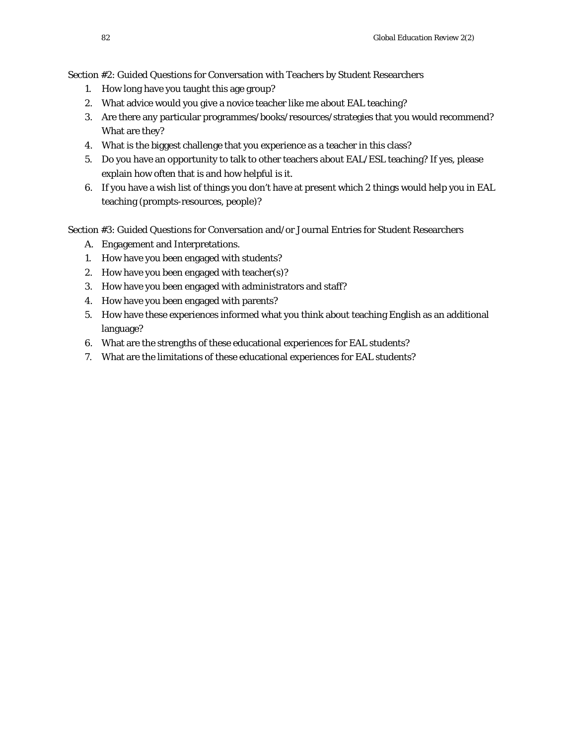Section #2: Guided Questions for Conversation with Teachers by Student Researchers

1. How long have you taught this age group?
2. What advice would you give a novice teacher like me about EAL teaching?
3. Are there any particular programmes/books/resources/strategies that you would recommend? What are they?
4. What is the biggest challenge that you experience as a teacher in this class?
5. Do you have an opportunity to talk to other teachers about EAL/ESL teaching? If yes, please explain how often that is and how helpful is it.
6. If you have a wish list of things you don't have at present which 2 things would help you in EAL teaching (prompts-resources, people)?

Section #3: Guided Questions for Conversation and/or Journal Entries for Student Researchers

A. Engagement and Interpretations.

1. How have you been engaged with students?
2. How have you been engaged with teacher(s)?
3. How have you been engaged with administrators and staff?
4. How have you been engaged with parents?
5. How have these experiences informed what you think about teaching English as an additional language?
6. What are the strengths of these educational experiences for EAL students?
7. What are the limitations of these educational experiences for EAL students?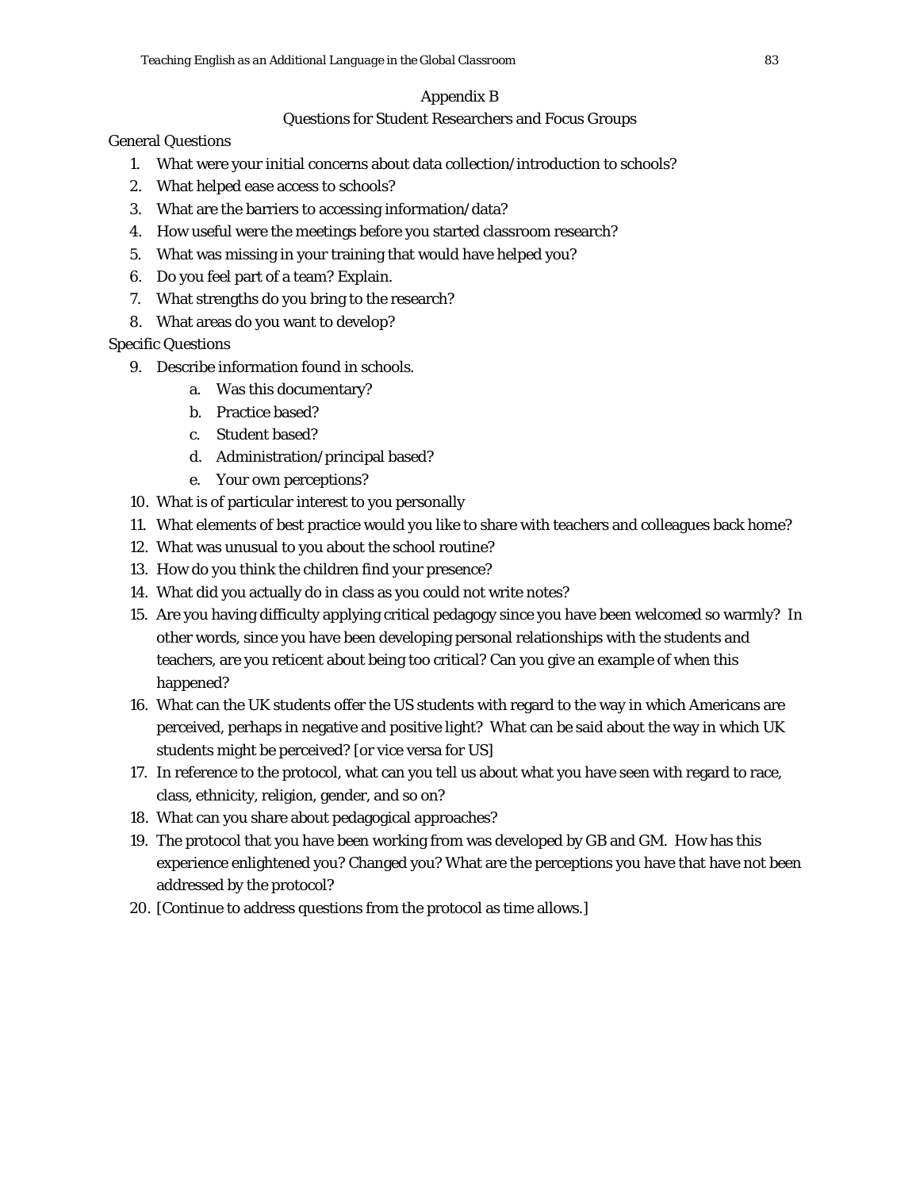# Appendix B

## Questions for Student Researchers and Focus Groups

General Questions

1. What were your initial concerns about data collection/introduction to schools?
2. What helped ease access to schools?
3. What are the barriers to accessing information/data?
4. How useful were the meetings before you started classroom research?
5. What was missing in your training that would have helped you?
6. Do you feel part of a team? Explain.
7. What strengths do you bring to the research?
8. What areas do you want to develop?

Specific Questions

9. Describe information found in schools.
    a. Was this documentary?
    b. Practice based?
    c. Student based?
    d. Administration/principal based?
    e. Your own perceptions?
10. What is of particular interest to you personally
11. What elements of best practice would you like to share with teachers and colleagues back home?
12. What was unusual to you about the school routine?
13. How do you think the children find your presence?
14. What did you actually do in class as you could not write notes?
15. Are you having difficulty applying critical pedagogy since you have been welcomed so warmly? In other words, since you have been developing personal relationships with the students and teachers, are you reticent about being too critical? Can you give an example of when this happened?
16. What can the UK students offer the US students with regard to the way in which Americans are perceived, perhaps in negative and positive light? What can be said about the way in which UK students might be perceived? [or vice versa for US]
17. In reference to the protocol, what can you tell us about what you have seen with regard to race, class, ethnicity, religion, gender, and so on?
18. What can you share about pedagogical approaches?
19. The protocol that you have been working from was developed by GB and GM. How has this experience enlightened you? Changed you? What are the perceptions you have that have not been addressed by the protocol?
20. [Continue to address questions from the protocol as time allows.]